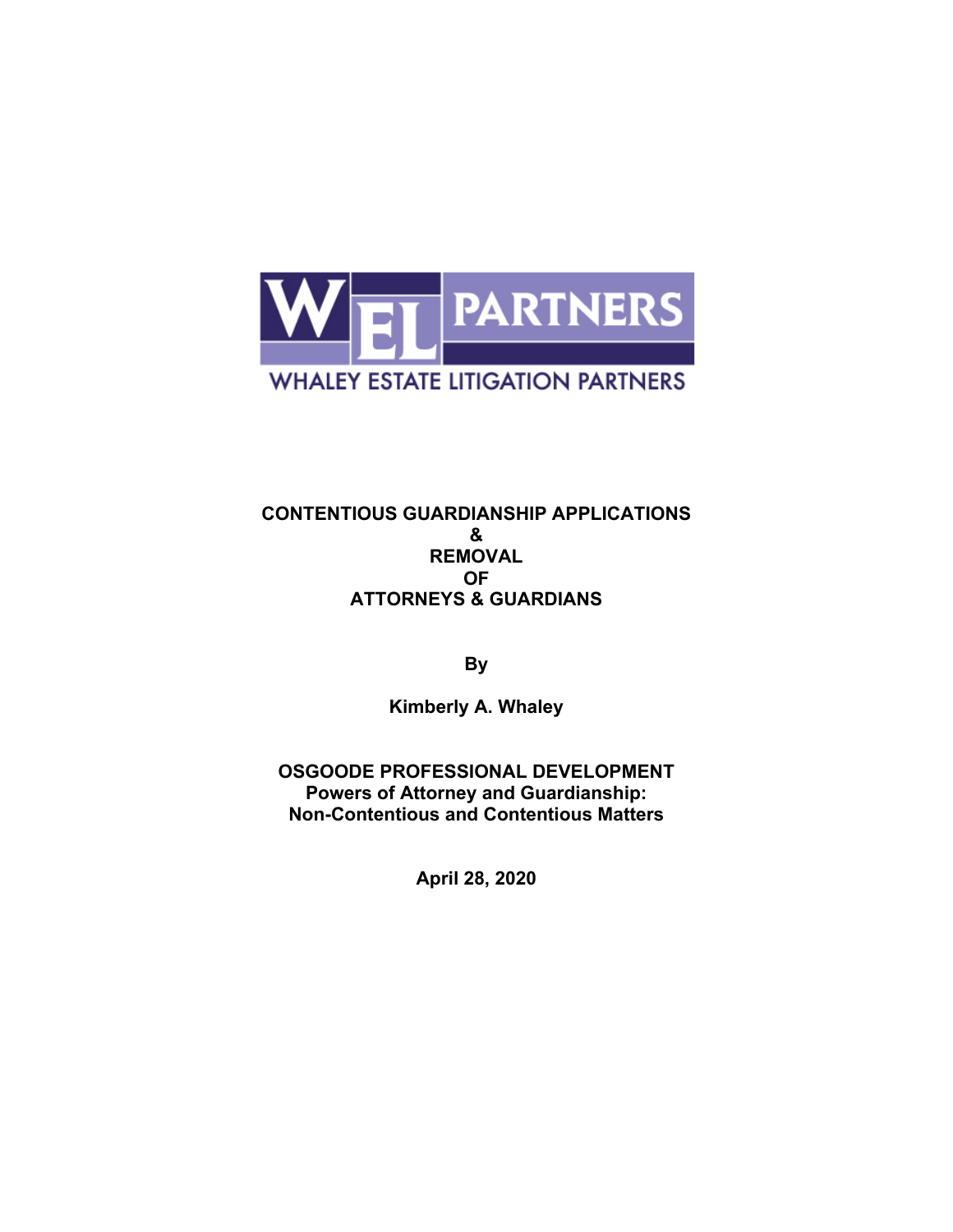WEL PARTNERS

WHALEY ESTATE LITIGATION PARTNERS

# CONTENTIOUS GUARDIANSHIP APPLICATIONS & REMOVAL OF ATTORNEYS & GUARDIANS

**By**

**Kimberly A. Whaley**

**OSGOODE PROFESSIONAL DEVELOPMENT**
**Powers of Attorney and Guardianship: Non-Contentious and Contentious Matters**

**April 28, 2020**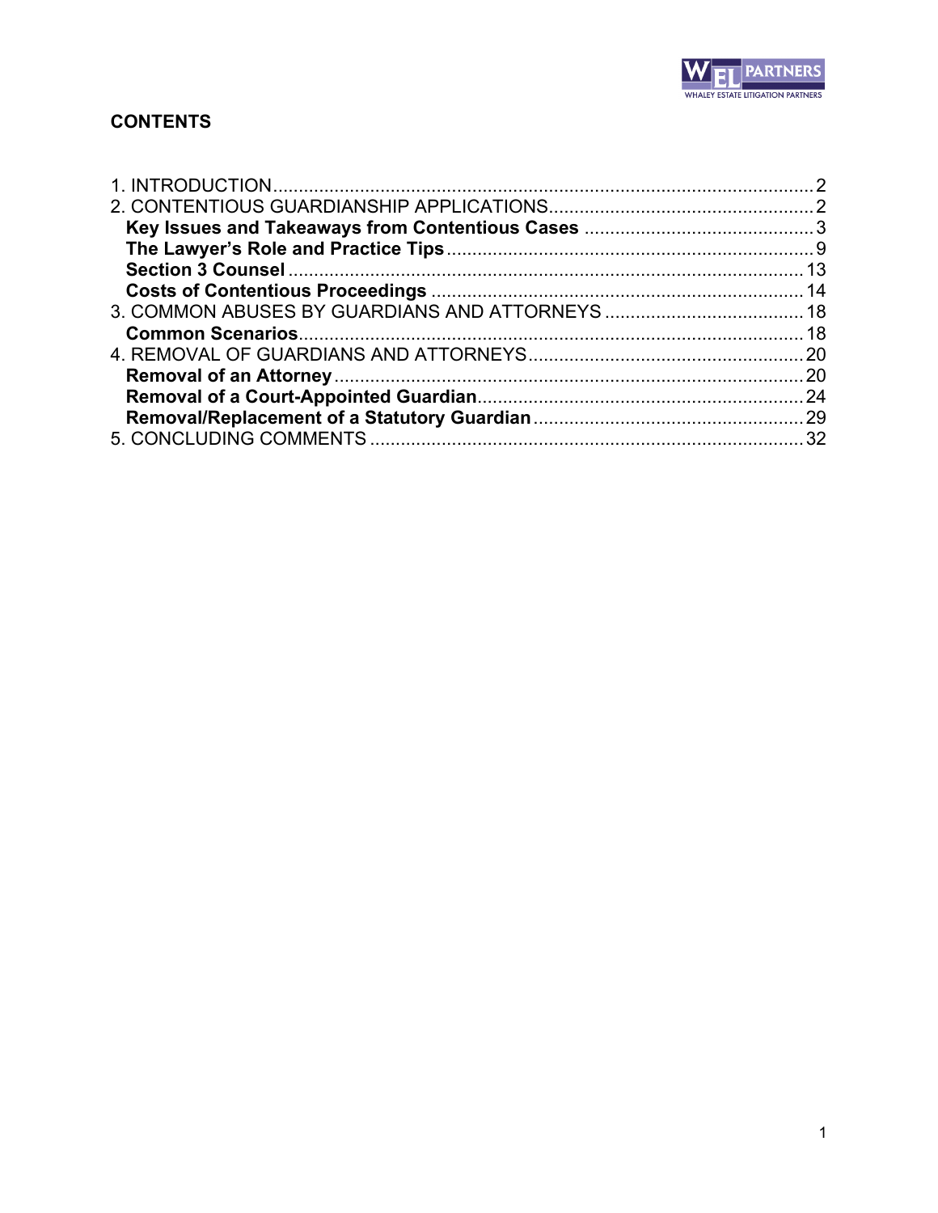## CONTENTS

1. INTRODUCTION .......... 2
2. CONTENTIOUS GUARDIANSHIP APPLICATIONS .......... 2
   - **Key Issues and Takeaways from Contentious Cases** .......... 3
   - **The Lawyer's Role and Practice Tips** .......... 9
   - **Section 3 Counsel** .......... 13
   - **Costs of Contentious Proceedings** .......... 14
3. COMMON ABUSES BY GUARDIANS AND ATTORNEYS .......... 18
   - **Common Scenarios** .......... 18
4. REMOVAL OF GUARDIANS AND ATTORNEYS .......... 20
   - **Removal of an Attorney** .......... 20
   - **Removal of a Court-Appointed Guardian** .......... 24
   - **Removal/Replacement of a Statutory Guardian** .......... 29
5. CONCLUDING COMMENTS .......... 32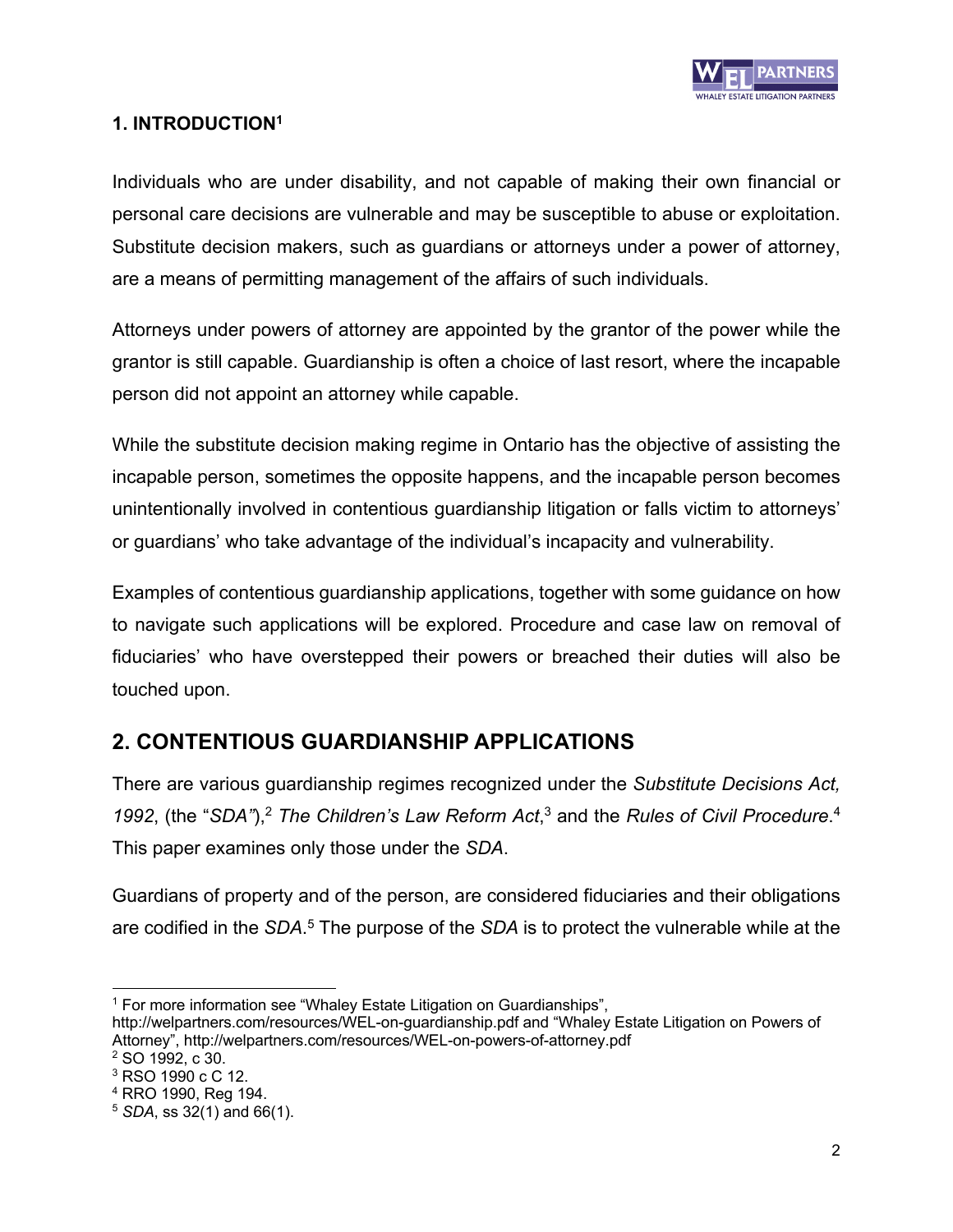## 1. INTRODUCTION[1]

Individuals who are under disability, and not capable of making their own financial or personal care decisions are vulnerable and may be susceptible to abuse or exploitation. Substitute decision makers, such as guardians or attorneys under a power of attorney, are a means of permitting management of the affairs of such individuals.

Attorneys under powers of attorney are appointed by the grantor of the power while the grantor is still capable. Guardianship is often a choice of last resort, where the incapable person did not appoint an attorney while capable.

While the substitute decision making regime in Ontario has the objective of assisting the incapable person, sometimes the opposite happens, and the incapable person becomes unintentionally involved in contentious guardianship litigation or falls victim to attorneys' or guardians' who take advantage of the individual's incapacity and vulnerability.

Examples of contentious guardianship applications, together with some guidance on how to navigate such applications will be explored. Procedure and case law on removal of fiduciaries' who have overstepped their powers or breached their duties will also be touched upon.

## 2. CONTENTIOUS GUARDIANSHIP APPLICATIONS

There are various guardianship regimes recognized under the *Substitute Decisions Act, 1992*, (the "*SDA*"),[2] *The Children's Law Reform Act*,[3] and the *Rules of Civil Procedure*.[4] This paper examines only those under the *SDA*.

Guardians of property and of the person, are considered fiduciaries and their obligations are codified in the *SDA*.[5] The purpose of the *SDA* is to protect the vulnerable while at the

---

[1] For more information see "Whaley Estate Litigation on Guardianships", http://welpartners.com/resources/WEL-on-guardianship.pdf and "Whaley Estate Litigation on Powers of Attorney", http://welpartners.com/resources/WEL-on-powers-of-attorney.pdf

[2] SO 1992, c 30.

[3] RSO 1990 c C 12.

[4] RRO 1990, Reg 194.

[5] *SDA*, ss 32(1) and 66(1).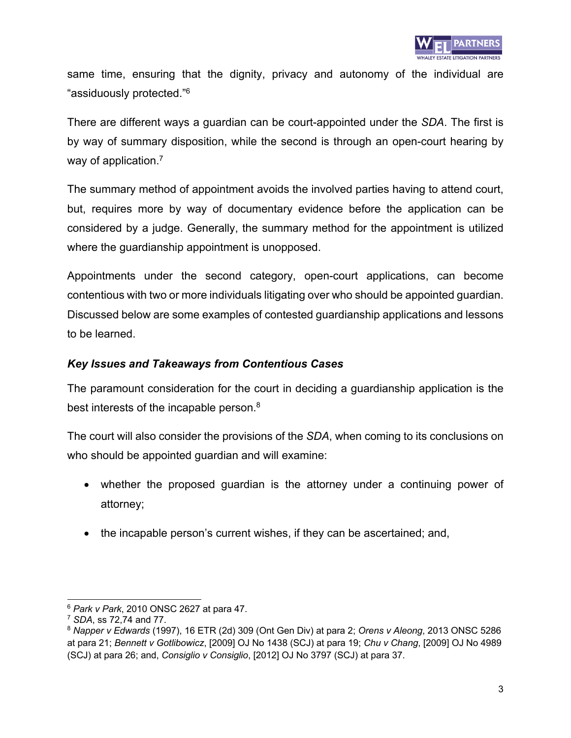same time, ensuring that the dignity, privacy and autonomy of the individual are "assiduously protected."[6]

There are different ways a guardian can be court-appointed under the *SDA*. The first is by way of summary disposition, while the second is through an open-court hearing by way of application.[7]

The summary method of appointment avoids the involved parties having to attend court, but, requires more by way of documentary evidence before the application can be considered by a judge. Generally, the summary method for the appointment is utilized where the guardianship appointment is unopposed.

Appointments under the second category, open-court applications, can become contentious with two or more individuals litigating over who should be appointed guardian. Discussed below are some examples of contested guardianship applications and lessons to be learned.

### *Key Issues and Takeaways from Contentious Cases*

The paramount consideration for the court in deciding a guardianship application is the best interests of the incapable person.[8]

The court will also consider the provisions of the *SDA*, when coming to its conclusions on who should be appointed guardian and will examine:

- whether the proposed guardian is the attorney under a continuing power of attorney;
- the incapable person's current wishes, if they can be ascertained; and,

---

[6] *Park v Park*, 2010 ONSC 2627 at para 47.

[7] *SDA*, ss 72,74 and 77.

[8] *Napper v Edwards* (1997), 16 ETR (2d) 309 (Ont Gen Div) at para 2; *Orens v Aleong*, 2013 ONSC 5286 at para 21; *Bennett v Gotlibowicz*, [2009] OJ No 1438 (SCJ) at para 19; *Chu v Chang*, [2009] OJ No 4989 (SCJ) at para 26; and, *Consiglio v Consiglio*, [2012] OJ No 3797 (SCJ) at para 37.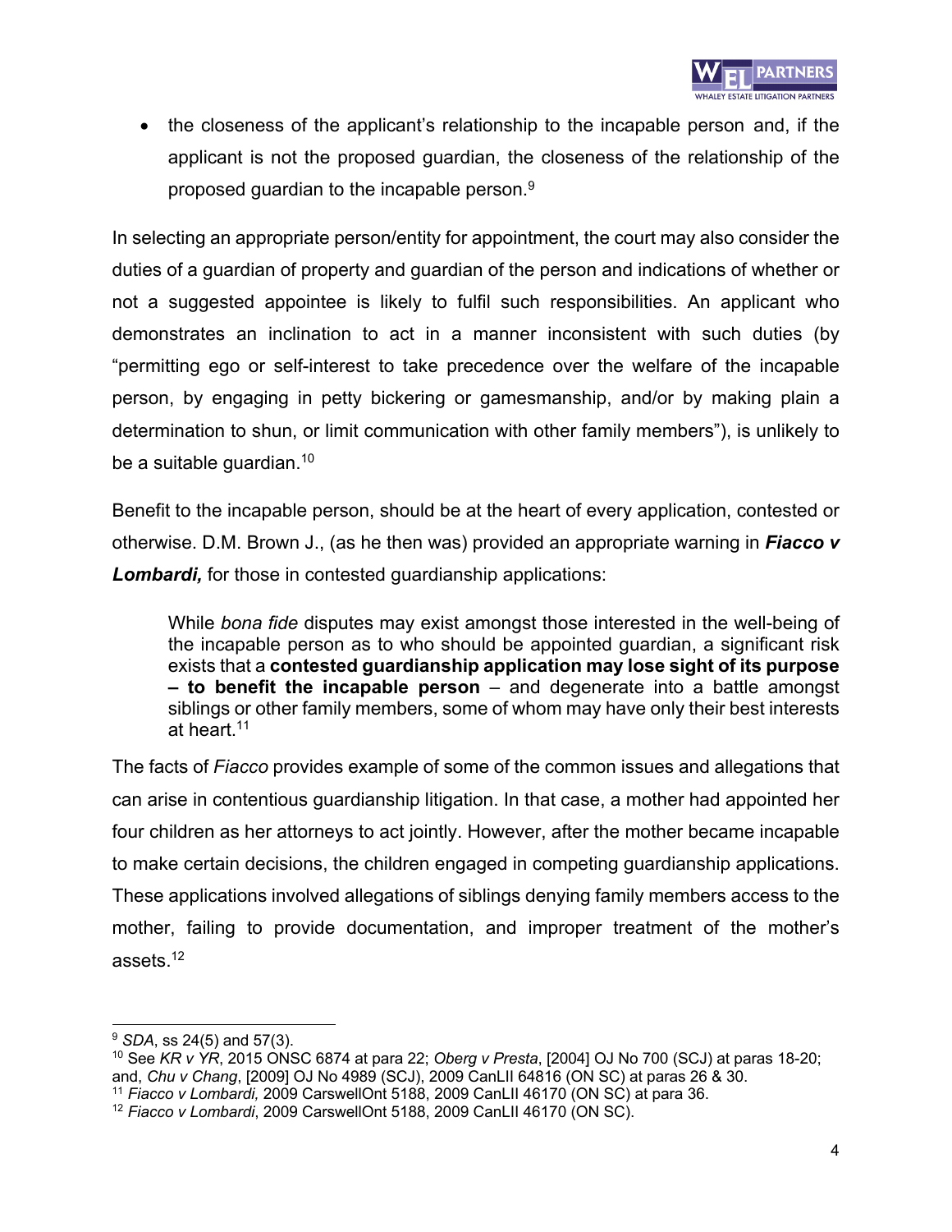- the closeness of the applicant's relationship to the incapable person and, if the applicant is not the proposed guardian, the closeness of the relationship of the proposed guardian to the incapable person.[9]

In selecting an appropriate person/entity for appointment, the court may also consider the duties of a guardian of property and guardian of the person and indications of whether or not a suggested appointee is likely to fulfil such responsibilities. An applicant who demonstrates an inclination to act in a manner inconsistent with such duties (by "permitting ego or self-interest to take precedence over the welfare of the incapable person, by engaging in petty bickering or gamesmanship, and/or by making plain a determination to shun, or limit communication with other family members"), is unlikely to be a suitable guardian.[10]

Benefit to the incapable person, should be at the heart of every application, contested or otherwise. D.M. Brown J., (as he then was) provided an appropriate warning in ***Fiacco v Lombardi,*** for those in contested guardianship applications:

> While *bona fide* disputes may exist amongst those interested in the well-being of the incapable person as to who should be appointed guardian, a significant risk exists that a **contested guardianship application may lose sight of its purpose – to benefit the incapable person** – and degenerate into a battle amongst siblings or other family members, some of whom may have only their best interests at heart.[11]

The facts of *Fiacco* provides example of some of the common issues and allegations that can arise in contentious guardianship litigation. In that case, a mother had appointed her four children as her attorneys to act jointly. However, after the mother became incapable to make certain decisions, the children engaged in competing guardianship applications. These applications involved allegations of siblings denying family members access to the mother, failing to provide documentation, and improper treatment of the mother's assets.[12]

---

[9] *SDA*, ss 24(5) and 57(3).

[10] See *KR v YR*, 2015 ONSC 6874 at para 22; *Oberg v Presta*, [2004] OJ No 700 (SCJ) at paras 18-20; and, *Chu v Chang*, [2009] OJ No 4989 (SCJ), 2009 CanLII 64816 (ON SC) at paras 26 & 30.

[11] *Fiacco v Lombardi,* 2009 CarswellOnt 5188, 2009 CanLII 46170 (ON SC) at para 36.

[12] *Fiacco v Lombardi*, 2009 CarswellOnt 5188, 2009 CanLII 46170 (ON SC).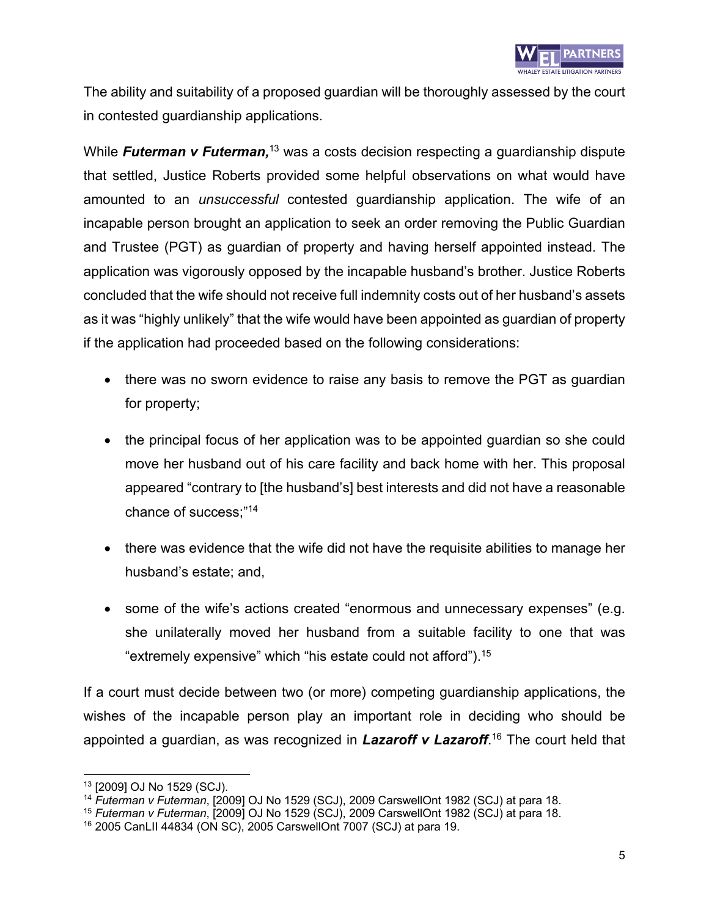The ability and suitability of a proposed guardian will be thoroughly assessed by the court in contested guardianship applications.

While ***Futerman v Futerman,***[13] was a costs decision respecting a guardianship dispute that settled, Justice Roberts provided some helpful observations on what would have amounted to an *unsuccessful* contested guardianship application. The wife of an incapable person brought an application to seek an order removing the Public Guardian and Trustee (PGT) as guardian of property and having herself appointed instead. The application was vigorously opposed by the incapable husband's brother. Justice Roberts concluded that the wife should not receive full indemnity costs out of her husband's assets as it was "highly unlikely" that the wife would have been appointed as guardian of property if the application had proceeded based on the following considerations:

- there was no sworn evidence to raise any basis to remove the PGT as guardian for property;
- the principal focus of her application was to be appointed guardian so she could move her husband out of his care facility and back home with her. This proposal appeared "contrary to [the husband's] best interests and did not have a reasonable chance of success;"[14]
- there was evidence that the wife did not have the requisite abilities to manage her husband's estate; and,
- some of the wife's actions created "enormous and unnecessary expenses" (e.g. she unilaterally moved her husband from a suitable facility to one that was "extremely expensive" which "his estate could not afford").[15]

If a court must decide between two (or more) competing guardianship applications, the wishes of the incapable person play an important role in deciding who should be appointed a guardian, as was recognized in ***Lazaroff v Lazaroff***.[16] The court held that

---

[13] [2009] OJ No 1529 (SCJ).

[14] *Futerman v Futerman*, [2009] OJ No 1529 (SCJ), 2009 CarswellOnt 1982 (SCJ) at para 18.

[15] *Futerman v Futerman*, [2009] OJ No 1529 (SCJ), 2009 CarswellOnt 1982 (SCJ) at para 18.

[16] 2005 CanLII 44834 (ON SC), 2005 CarswellOnt 7007 (SCJ) at para 19.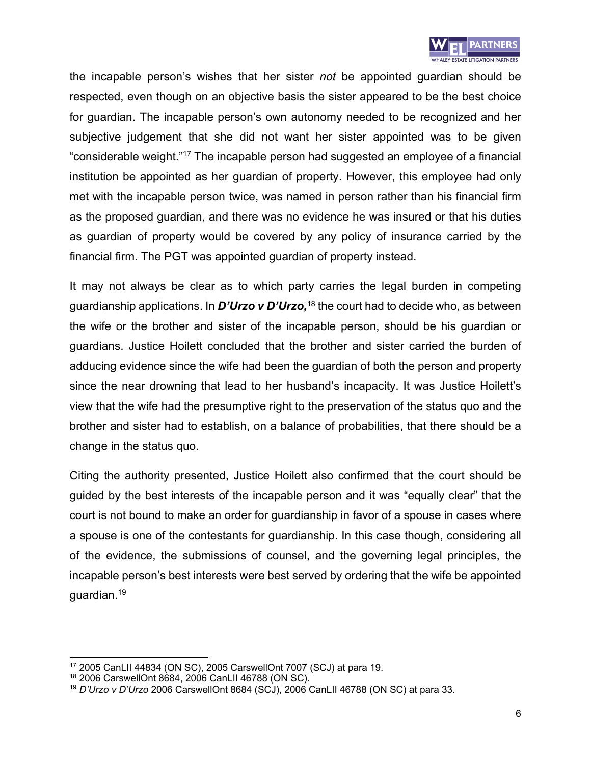the incapable person's wishes that her sister *not* be appointed guardian should be respected, even though on an objective basis the sister appeared to be the best choice for guardian. The incapable person's own autonomy needed to be recognized and her subjective judgement that she did not want her sister appointed was to be given "considerable weight."[17] The incapable person had suggested an employee of a financial institution be appointed as her guardian of property. However, this employee had only met with the incapable person twice, was named in person rather than his financial firm as the proposed guardian, and there was no evidence he was insured or that his duties as guardian of property would be covered by any policy of insurance carried by the financial firm. The PGT was appointed guardian of property instead.

It may not always be clear as to which party carries the legal burden in competing guardianship applications. In ***D'Urzo v D'Urzo,***[18] the court had to decide who, as between the wife or the brother and sister of the incapable person, should be his guardian or guardians. Justice Hoilett concluded that the brother and sister carried the burden of adducing evidence since the wife had been the guardian of both the person and property since the near drowning that lead to her husband's incapacity. It was Justice Hoilett's view that the wife had the presumptive right to the preservation of the status quo and the brother and sister had to establish, on a balance of probabilities, that there should be a change in the status quo.

Citing the authority presented, Justice Hoilett also confirmed that the court should be guided by the best interests of the incapable person and it was "equally clear" that the court is not bound to make an order for guardianship in favor of a spouse in cases where a spouse is one of the contestants for guardianship. In this case though, considering all of the evidence, the submissions of counsel, and the governing legal principles, the incapable person's best interests were best served by ordering that the wife be appointed guardian.[19]

---

[17] 2005 CanLII 44834 (ON SC), 2005 CarswellOnt 7007 (SCJ) at para 19.

[18] 2006 CarswellOnt 8684, 2006 CanLII 46788 (ON SC).

[19] *D'Urzo v D'Urzo* 2006 CarswellOnt 8684 (SCJ), 2006 CanLII 46788 (ON SC) at para 33.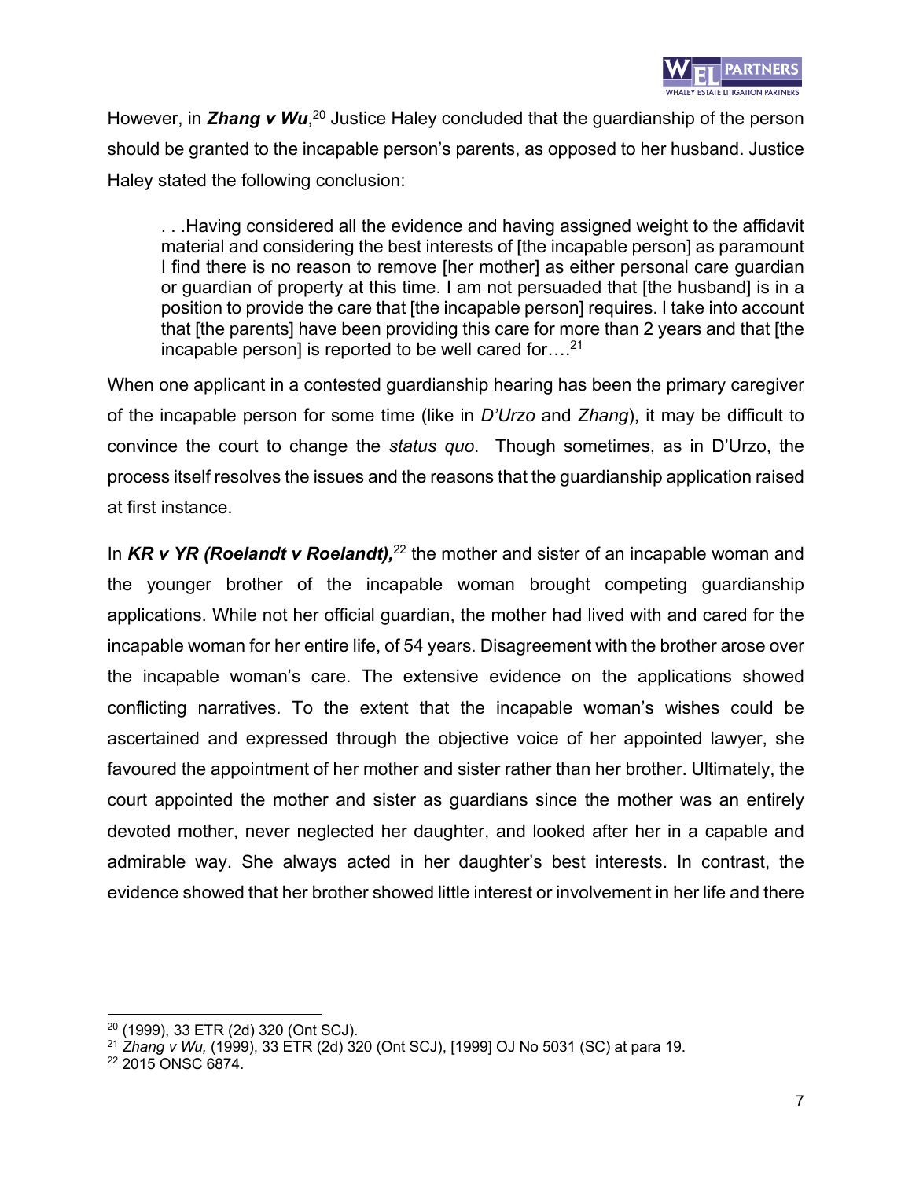However, in ***Zhang v Wu***,[20] Justice Haley concluded that the guardianship of the person should be granted to the incapable person's parents, as opposed to her husband. Justice Haley stated the following conclusion:

> . . .Having considered all the evidence and having assigned weight to the affidavit material and considering the best interests of [the incapable person] as paramount I find there is no reason to remove [her mother] as either personal care guardian or guardian of property at this time. I am not persuaded that [the husband] is in a position to provide the care that [the incapable person] requires. I take into account that [the parents] have been providing this care for more than 2 years and that [the incapable person] is reported to be well cared for….[21]

When one applicant in a contested guardianship hearing has been the primary caregiver of the incapable person for some time (like in *D'Urzo* and *Zhang*), it may be difficult to convince the court to change the *status quo*. Though sometimes, as in D'Urzo, the process itself resolves the issues and the reasons that the guardianship application raised at first instance.

In ***KR v YR (Roelandt v Roelandt),***[22] the mother and sister of an incapable woman and the younger brother of the incapable woman brought competing guardianship applications. While not her official guardian, the mother had lived with and cared for the incapable woman for her entire life, of 54 years. Disagreement with the brother arose over the incapable woman's care. The extensive evidence on the applications showed conflicting narratives. To the extent that the incapable woman's wishes could be ascertained and expressed through the objective voice of her appointed lawyer, she favoured the appointment of her mother and sister rather than her brother. Ultimately, the court appointed the mother and sister as guardians since the mother was an entirely devoted mother, never neglected her daughter, and looked after her in a capable and admirable way. She always acted in her daughter's best interests. In contrast, the evidence showed that her brother showed little interest or involvement in her life and there

---

[20] (1999), 33 ETR (2d) 320 (Ont SCJ).

[21] *Zhang v Wu,* (1999), 33 ETR (2d) 320 (Ont SCJ), [1999] OJ No 5031 (SC) at para 19.

[22] 2015 ONSC 6874.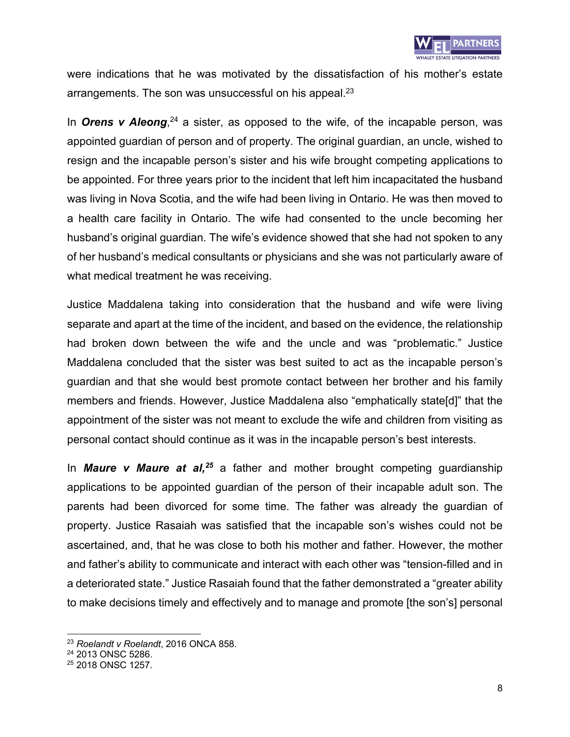were indications that he was motivated by the dissatisfaction of his mother's estate arrangements. The son was unsuccessful on his appeal.[23]

In ***Orens v Aleong***,[24] a sister, as opposed to the wife, of the incapable person, was appointed guardian of person and of property. The original guardian, an uncle, wished to resign and the incapable person's sister and his wife brought competing applications to be appointed. For three years prior to the incident that left him incapacitated the husband was living in Nova Scotia, and the wife had been living in Ontario. He was then moved to a health care facility in Ontario. The wife had consented to the uncle becoming her husband's original guardian. The wife's evidence showed that she had not spoken to any of her husband's medical consultants or physicians and she was not particularly aware of what medical treatment he was receiving.

Justice Maddalena taking into consideration that the husband and wife were living separate and apart at the time of the incident, and based on the evidence, the relationship had broken down between the wife and the uncle and was "problematic." Justice Maddalena concluded that the sister was best suited to act as the incapable person's guardian and that she would best promote contact between her brother and his family members and friends. However, Justice Maddalena also "emphatically state[d]" that the appointment of the sister was not meant to exclude the wife and children from visiting as personal contact should continue as it was in the incapable person's best interests.

In ***Maure v Maure at al,***[25] a father and mother brought competing guardianship applications to be appointed guardian of the person of their incapable adult son. The parents had been divorced for some time. The father was already the guardian of property. Justice Rasaiah was satisfied that the incapable son's wishes could not be ascertained, and, that he was close to both his mother and father. However, the mother and father's ability to communicate and interact with each other was "tension-filled and in a deteriorated state." Justice Rasaiah found that the father demonstrated a "greater ability to make decisions timely and effectively and to manage and promote [the son's] personal

---

[23] *Roelandt v Roelandt*, 2016 ONCA 858.

[24] 2013 ONSC 5286.

[25] 2018 ONSC 1257.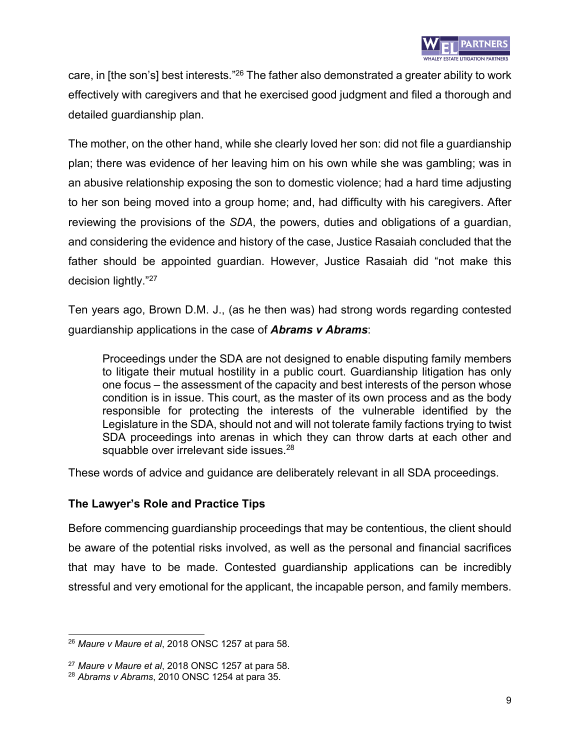care, in [the son's] best interests."[26] The father also demonstrated a greater ability to work effectively with caregivers and that he exercised good judgment and filed a thorough and detailed guardianship plan.

The mother, on the other hand, while she clearly loved her son: did not file a guardianship plan; there was evidence of her leaving him on his own while she was gambling; was in an abusive relationship exposing the son to domestic violence; had a hard time adjusting to her son being moved into a group home; and, had difficulty with his caregivers. After reviewing the provisions of the *SDA*, the powers, duties and obligations of a guardian, and considering the evidence and history of the case, Justice Rasaiah concluded that the father should be appointed guardian. However, Justice Rasaiah did "not make this decision lightly."[27]

Ten years ago, Brown D.M. J., (as he then was) had strong words regarding contested guardianship applications in the case of ***Abrams v Abrams***:

> Proceedings under the SDA are not designed to enable disputing family members to litigate their mutual hostility in a public court. Guardianship litigation has only one focus – the assessment of the capacity and best interests of the person whose condition is in issue. This court, as the master of its own process and as the body responsible for protecting the interests of the vulnerable identified by the Legislature in the SDA, should not and will not tolerate family factions trying to twist SDA proceedings into arenas in which they can throw darts at each other and squabble over irrelevant side issues.[28]

These words of advice and guidance are deliberately relevant in all SDA proceedings.

**The Lawyer's Role and Practice Tips**

Before commencing guardianship proceedings that may be contentious, the client should be aware of the potential risks involved, as well as the personal and financial sacrifices that may have to be made. Contested guardianship applications can be incredibly stressful and very emotional for the applicant, the incapable person, and family members.

---

[26] *Maure v Maure et al*, 2018 ONSC 1257 at para 58.

[27] *Maure v Maure et al*, 2018 ONSC 1257 at para 58.

[28] *Abrams v Abrams*, 2010 ONSC 1254 at para 35.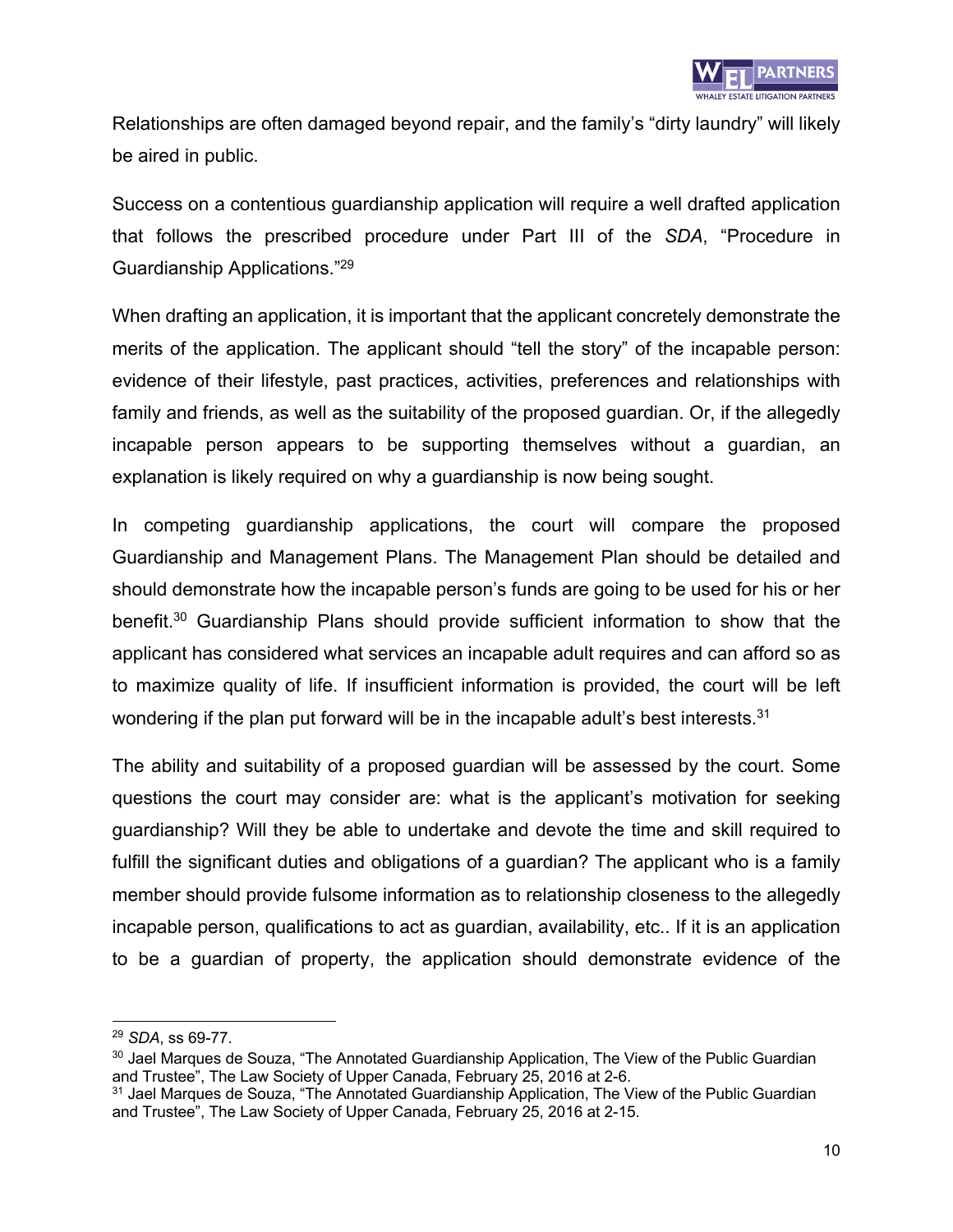Relationships are often damaged beyond repair, and the family's "dirty laundry" will likely be aired in public.

Success on a contentious guardianship application will require a well drafted application that follows the prescribed procedure under Part III of the *SDA*, "Procedure in Guardianship Applications."[29]

When drafting an application, it is important that the applicant concretely demonstrate the merits of the application. The applicant should "tell the story" of the incapable person: evidence of their lifestyle, past practices, activities, preferences and relationships with family and friends, as well as the suitability of the proposed guardian. Or, if the allegedly incapable person appears to be supporting themselves without a guardian, an explanation is likely required on why a guardianship is now being sought.

In competing guardianship applications, the court will compare the proposed Guardianship and Management Plans. The Management Plan should be detailed and should demonstrate how the incapable person's funds are going to be used for his or her benefit.[30] Guardianship Plans should provide sufficient information to show that the applicant has considered what services an incapable adult requires and can afford so as to maximize quality of life. If insufficient information is provided, the court will be left wondering if the plan put forward will be in the incapable adult's best interests.[31]

The ability and suitability of a proposed guardian will be assessed by the court. Some questions the court may consider are: what is the applicant's motivation for seeking guardianship? Will they be able to undertake and devote the time and skill required to fulfill the significant duties and obligations of a guardian? The applicant who is a family member should provide fulsome information as to relationship closeness to the allegedly incapable person, qualifications to act as guardian, availability, etc.. If it is an application to be a guardian of property, the application should demonstrate evidence of the

---

[29] *SDA*, ss 69-77.

[30] Jael Marques de Souza, "The Annotated Guardianship Application, The View of the Public Guardian and Trustee", The Law Society of Upper Canada, February 25, 2016 at 2-6.

[31] Jael Marques de Souza, "The Annotated Guardianship Application, The View of the Public Guardian and Trustee", The Law Society of Upper Canada, February 25, 2016 at 2-15.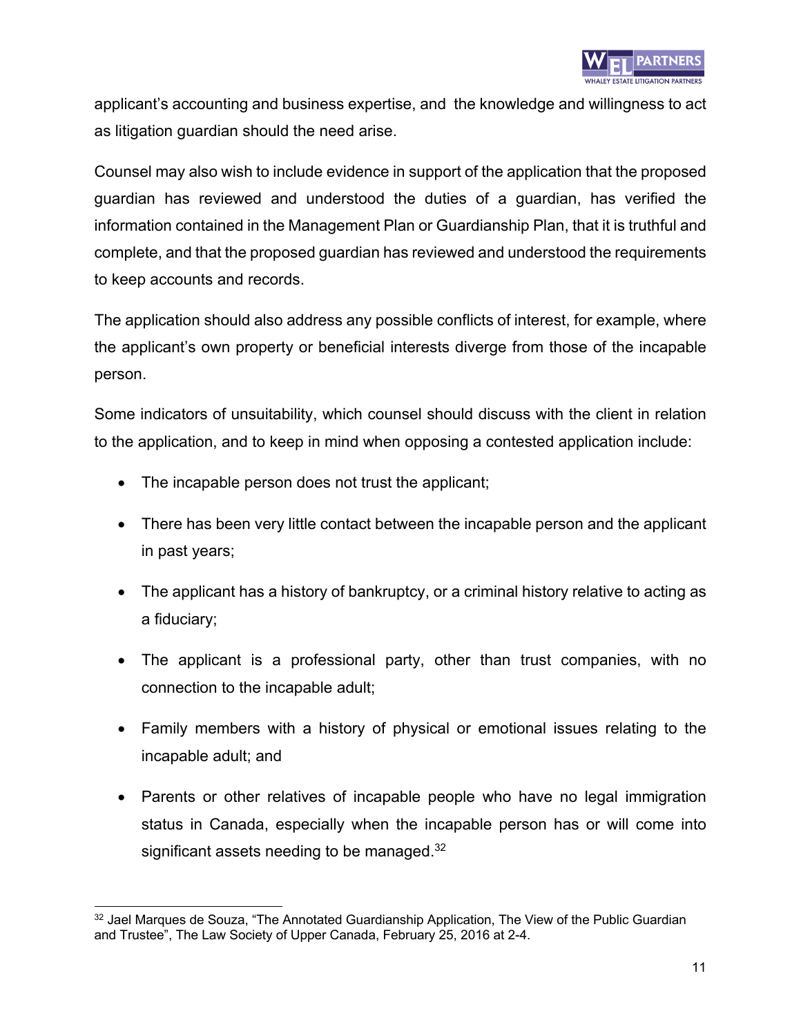applicant's accounting and business expertise, and the knowledge and willingness to act as litigation guardian should the need arise.

Counsel may also wish to include evidence in support of the application that the proposed guardian has reviewed and understood the duties of a guardian, has verified the information contained in the Management Plan or Guardianship Plan, that it is truthful and complete, and that the proposed guardian has reviewed and understood the requirements to keep accounts and records.

The application should also address any possible conflicts of interest, for example, where the applicant's own property or beneficial interests diverge from those of the incapable person.

Some indicators of unsuitability, which counsel should discuss with the client in relation to the application, and to keep in mind when opposing a contested application include:

- The incapable person does not trust the applicant;
- There has been very little contact between the incapable person and the applicant in past years;
- The applicant has a history of bankruptcy, or a criminal history relative to acting as a fiduciary;
- The applicant is a professional party, other than trust companies, with no connection to the incapable adult;
- Family members with a history of physical or emotional issues relating to the incapable adult; and
- Parents or other relatives of incapable people who have no legal immigration status in Canada, especially when the incapable person has or will come into significant assets needing to be managed.[32]

[32] Jael Marques de Souza, "The Annotated Guardianship Application, The View of the Public Guardian and Trustee", The Law Society of Upper Canada, February 25, 2016 at 2-4.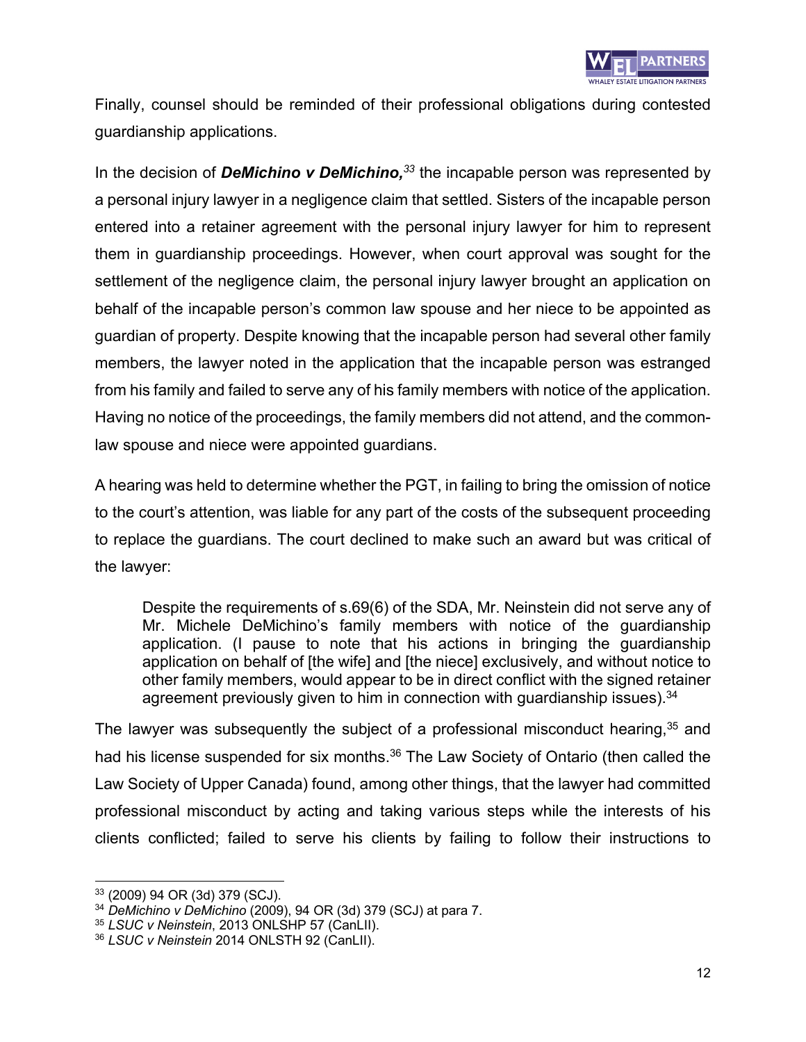Finally, counsel should be reminded of their professional obligations during contested guardianship applications.

In the decision of ***DeMichino v DeMichino,***[33] the incapable person was represented by a personal injury lawyer in a negligence claim that settled. Sisters of the incapable person entered into a retainer agreement with the personal injury lawyer for him to represent them in guardianship proceedings. However, when court approval was sought for the settlement of the negligence claim, the personal injury lawyer brought an application on behalf of the incapable person's common law spouse and her niece to be appointed as guardian of property. Despite knowing that the incapable person had several other family members, the lawyer noted in the application that the incapable person was estranged from his family and failed to serve any of his family members with notice of the application. Having no notice of the proceedings, the family members did not attend, and the common-law spouse and niece were appointed guardians.

A hearing was held to determine whether the PGT, in failing to bring the omission of notice to the court's attention, was liable for any part of the costs of the subsequent proceeding to replace the guardians. The court declined to make such an award but was critical of the lawyer:

> Despite the requirements of s.69(6) of the SDA, Mr. Neinstein did not serve any of Mr. Michele DeMichino's family members with notice of the guardianship application. (I pause to note that his actions in bringing the guardianship application on behalf of [the wife] and [the niece] exclusively, and without notice to other family members, would appear to be in direct conflict with the signed retainer agreement previously given to him in connection with guardianship issues).[34]

The lawyer was subsequently the subject of a professional misconduct hearing,[35] and had his license suspended for six months.[36] The Law Society of Ontario (then called the Law Society of Upper Canada) found, among other things, that the lawyer had committed professional misconduct by acting and taking various steps while the interests of his clients conflicted; failed to serve his clients by failing to follow their instructions to

---

[33] (2009) 94 OR (3d) 379 (SCJ).

[34] *DeMichino v DeMichino* (2009), 94 OR (3d) 379 (SCJ) at para 7.

[35] *LSUC v Neinstein*, 2013 ONLSHP 57 (CanLII).

[36] *LSUC v Neinstein* 2014 ONLSTH 92 (CanLII).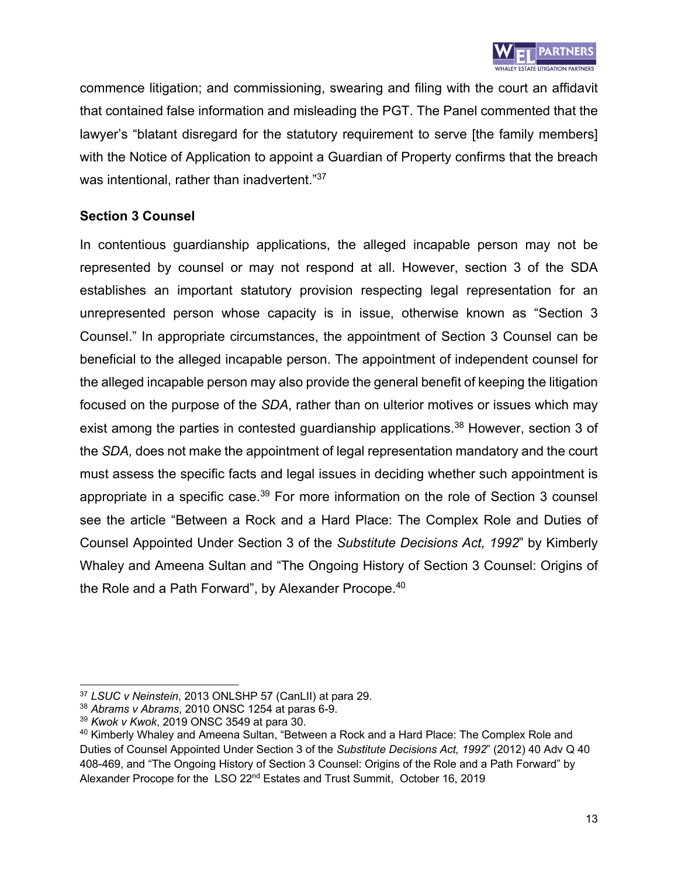commence litigation; and commissioning, swearing and filing with the court an affidavit that contained false information and misleading the PGT. The Panel commented that the lawyer's "blatant disregard for the statutory requirement to serve [the family members] with the Notice of Application to appoint a Guardian of Property confirms that the breach was intentional, rather than inadvertent."[37]

**Section 3 Counsel**

In contentious guardianship applications, the alleged incapable person may not be represented by counsel or may not respond at all. However, section 3 of the SDA establishes an important statutory provision respecting legal representation for an unrepresented person whose capacity is in issue, otherwise known as "Section 3 Counsel." In appropriate circumstances, the appointment of Section 3 Counsel can be beneficial to the alleged incapable person. The appointment of independent counsel for the alleged incapable person may also provide the general benefit of keeping the litigation focused on the purpose of the *SDA*, rather than on ulterior motives or issues which may exist among the parties in contested guardianship applications.[38] However, section 3 of the *SDA,* does not make the appointment of legal representation mandatory and the court must assess the specific facts and legal issues in deciding whether such appointment is appropriate in a specific case.[39] For more information on the role of Section 3 counsel see the article "Between a Rock and a Hard Place: The Complex Role and Duties of Counsel Appointed Under Section 3 of the *Substitute Decisions Act, 1992*" by Kimberly Whaley and Ameena Sultan and "The Ongoing History of Section 3 Counsel: Origins of the Role and a Path Forward", by Alexander Procope.[40]

---

[37] *LSUC v Neinstein*, 2013 ONLSHP 57 (CanLII) at para 29.

[38] *Abrams v Abrams*, 2010 ONSC 1254 at paras 6-9.

[39] *Kwok v Kwok*, 2019 ONSC 3549 at para 30.

[40] Kimberly Whaley and Ameena Sultan, "Between a Rock and a Hard Place: The Complex Role and Duties of Counsel Appointed Under Section 3 of the *Substitute Decisions Act, 1992*" (2012) 40 Adv Q 40 408-469, and "The Ongoing History of Section 3 Counsel: Origins of the Role and a Path Forward" by Alexander Procope for the LSO 22nd Estates and Trust Summit, October 16, 2019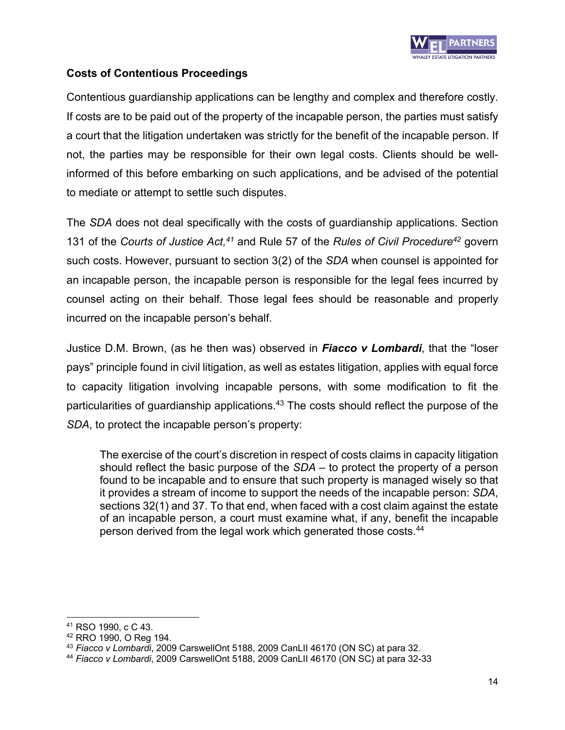### Costs of Contentious Proceedings

Contentious guardianship applications can be lengthy and complex and therefore costly. If costs are to be paid out of the property of the incapable person, the parties must satisfy a court that the litigation undertaken was strictly for the benefit of the incapable person. If not, the parties may be responsible for their own legal costs. Clients should be well-informed of this before embarking on such applications, and be advised of the potential to mediate or attempt to settle such disputes.

The *SDA* does not deal specifically with the costs of guardianship applications. Section 131 of the *Courts of Justice Act,*[41] and Rule 57 of the *Rules of Civil Procedure*[42] govern such costs. However, pursuant to section 3(2) of the *SDA* when counsel is appointed for an incapable person, the incapable person is responsible for the legal fees incurred by counsel acting on their behalf. Those legal fees should be reasonable and properly incurred on the incapable person's behalf.

Justice D.M. Brown, (as he then was) observed in ***Fiacco v Lombardi***, that the "loser pays" principle found in civil litigation, as well as estates litigation, applies with equal force to capacity litigation involving incapable persons, with some modification to fit the particularities of guardianship applications.[43] The costs should reflect the purpose of the *SDA*, to protect the incapable person's property:

> The exercise of the court's discretion in respect of costs claims in capacity litigation should reflect the basic purpose of the *SDA* – to protect the property of a person found to be incapable and to ensure that such property is managed wisely so that it provides a stream of income to support the needs of the incapable person: *SDA*, sections 32(1) and 37. To that end, when faced with a cost claim against the estate of an incapable person, a court must examine what, if any, benefit the incapable person derived from the legal work which generated those costs.[44]

---

[41] RSO 1990, c C 43.

[42] RRO 1990, O Reg 194.

[43] *Fiacco v Lombardi*, 2009 CarswellOnt 5188, 2009 CanLII 46170 (ON SC) at para 32.

[44] *Fiacco v Lombardi*, 2009 CarswellOnt 5188, 2009 CanLII 46170 (ON SC) at para 32-33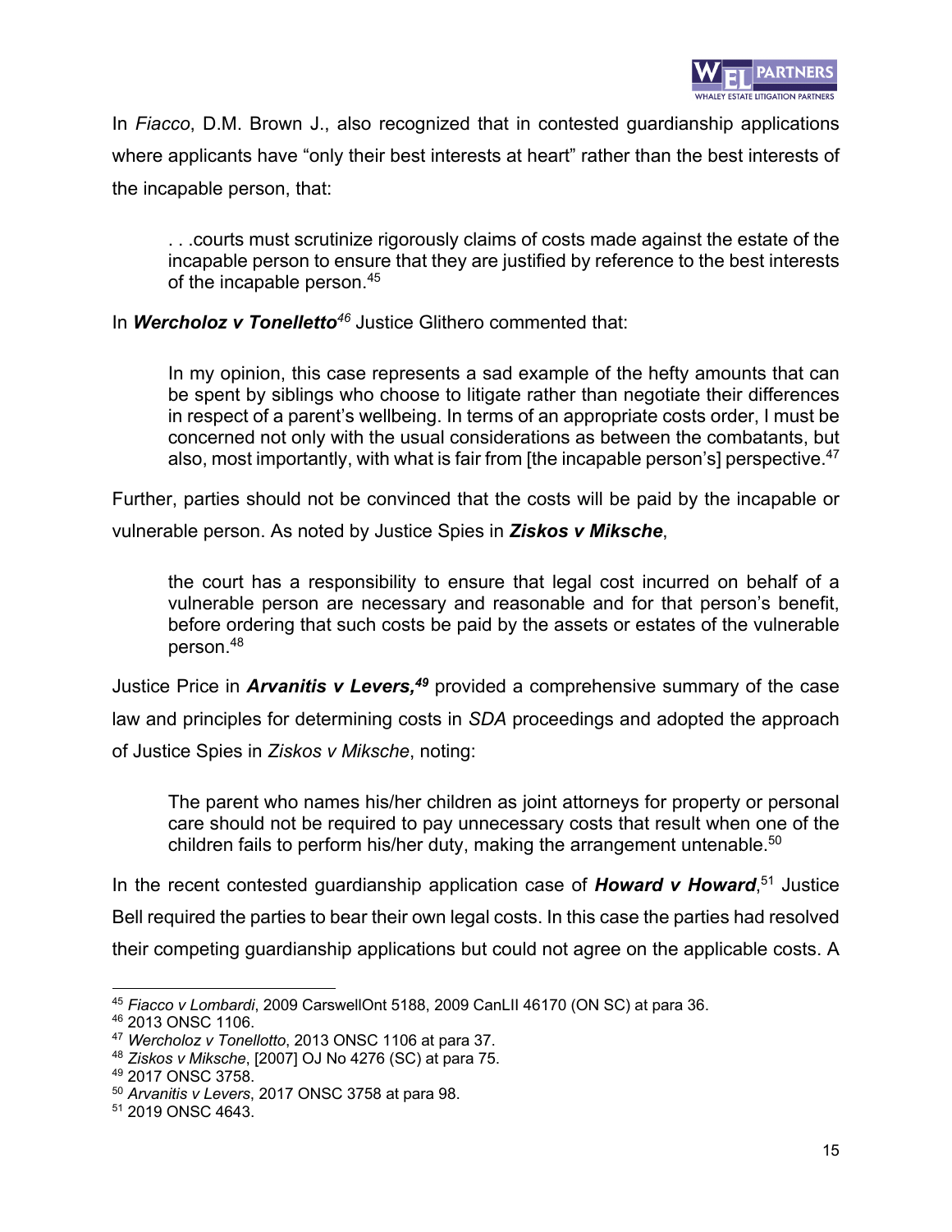In *Fiacco*, D.M. Brown J., also recognized that in contested guardianship applications where applicants have "only their best interests at heart" rather than the best interests of the incapable person, that:

> . . .courts must scrutinize rigorously claims of costs made against the estate of the incapable person to ensure that they are justified by reference to the best interests of the incapable person.[45]

In ***Wercholoz v Tonelletto***[46] Justice Glithero commented that:

> In my opinion, this case represents a sad example of the hefty amounts that can be spent by siblings who choose to litigate rather than negotiate their differences in respect of a parent's wellbeing. In terms of an appropriate costs order, I must be concerned not only with the usual considerations as between the combatants, but also, most importantly, with what is fair from [the incapable person's] perspective.[47]

Further, parties should not be convinced that the costs will be paid by the incapable or vulnerable person. As noted by Justice Spies in ***Ziskos v Miksche***,

> the court has a responsibility to ensure that legal cost incurred on behalf of a vulnerable person are necessary and reasonable and for that person's benefit, before ordering that such costs be paid by the assets or estates of the vulnerable person.[48]

Justice Price in ***Arvanitis v Levers,***[49] provided a comprehensive summary of the case law and principles for determining costs in *SDA* proceedings and adopted the approach of Justice Spies in *Ziskos v Miksche*, noting:

> The parent who names his/her children as joint attorneys for property or personal care should not be required to pay unnecessary costs that result when one of the children fails to perform his/her duty, making the arrangement untenable.[50]

In the recent contested guardianship application case of ***Howard v Howard***,[51] Justice Bell required the parties to bear their own legal costs. In this case the parties had resolved their competing guardianship applications but could not agree on the applicable costs. A

---

[45] *Fiacco v Lombardi*, 2009 CarswellOnt 5188, 2009 CanLII 46170 (ON SC) at para 36.
[46] 2013 ONSC 1106.
[47] *Wercholoz v Tonellotto*, 2013 ONSC 1106 at para 37.
[48] *Ziskos v Miksche*, [2007] OJ No 4276 (SC) at para 75.
[49] 2017 ONSC 3758.
[50] *Arvanitis v Levers*, 2017 ONSC 3758 at para 98.
[51] 2019 ONSC 4643.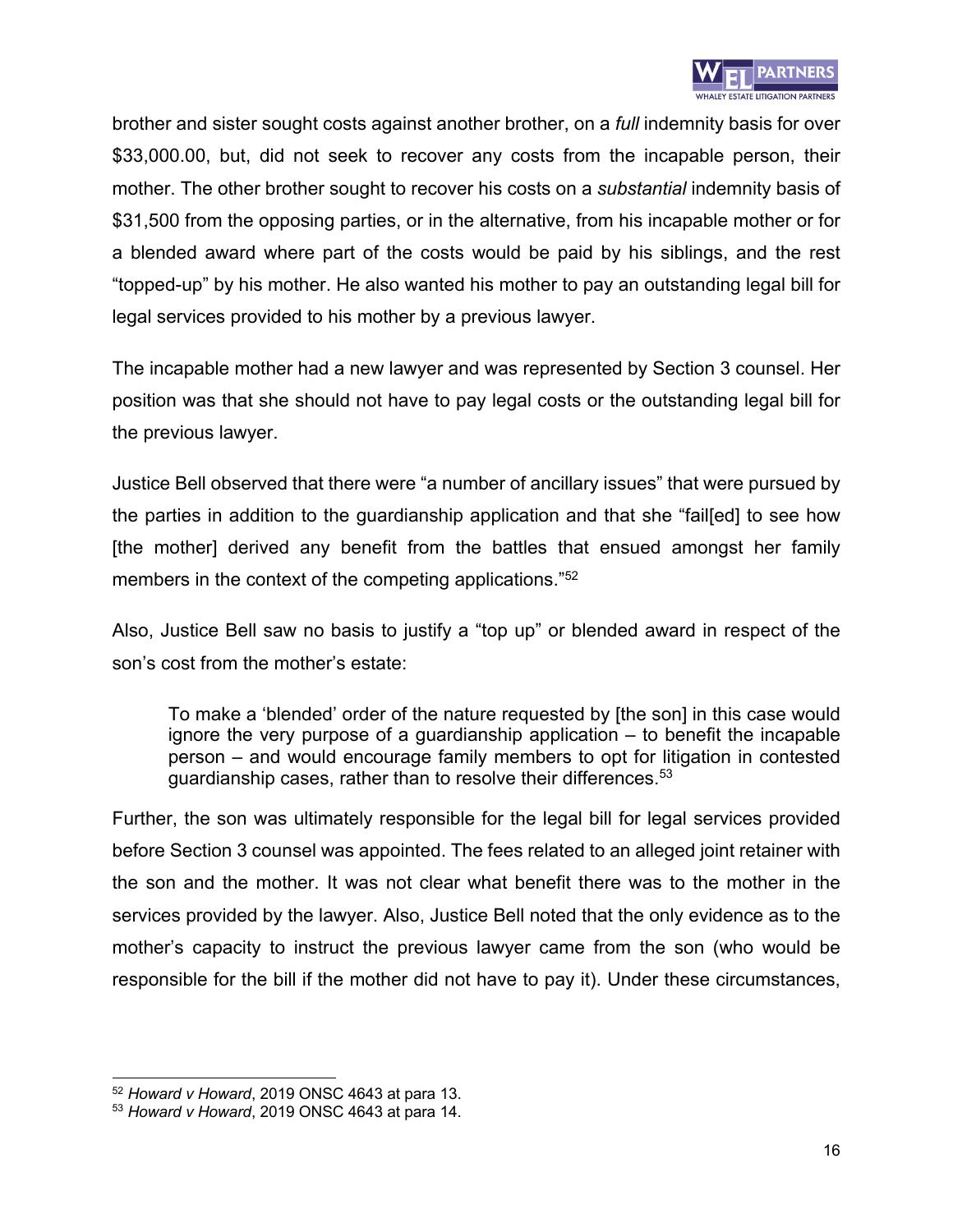brother and sister sought costs against another brother, on a *full* indemnity basis for over $33,000.00, but, did not seek to recover any costs from the incapable person, their mother. The other brother sought to recover his costs on a *substantial* indemnity basis of $31,500 from the opposing parties, or in the alternative, from his incapable mother or for a blended award where part of the costs would be paid by his siblings, and the rest "topped-up" by his mother. He also wanted his mother to pay an outstanding legal bill for legal services provided to his mother by a previous lawyer.

The incapable mother had a new lawyer and was represented by Section 3 counsel. Her position was that she should not have to pay legal costs or the outstanding legal bill for the previous lawyer.

Justice Bell observed that there were "a number of ancillary issues" that were pursued by the parties in addition to the guardianship application and that she "fail[ed] to see how [the mother] derived any benefit from the battles that ensued amongst her family members in the context of the competing applications."[52]

Also, Justice Bell saw no basis to justify a "top up" or blended award in respect of the son's cost from the mother's estate:

> To make a 'blended' order of the nature requested by [the son] in this case would ignore the very purpose of a guardianship application – to benefit the incapable person – and would encourage family members to opt for litigation in contested guardianship cases, rather than to resolve their differences.[53]

Further, the son was ultimately responsible for the legal bill for legal services provided before Section 3 counsel was appointed. The fees related to an alleged joint retainer with the son and the mother. It was not clear what benefit there was to the mother in the services provided by the lawyer. Also, Justice Bell noted that the only evidence as to the mother's capacity to instruct the previous lawyer came from the son (who would be responsible for the bill if the mother did not have to pay it). Under these circumstances,

---

[52] *Howard v Howard*, 2019 ONSC 4643 at para 13.
[53] *Howard v Howard*, 2019 ONSC 4643 at para 14.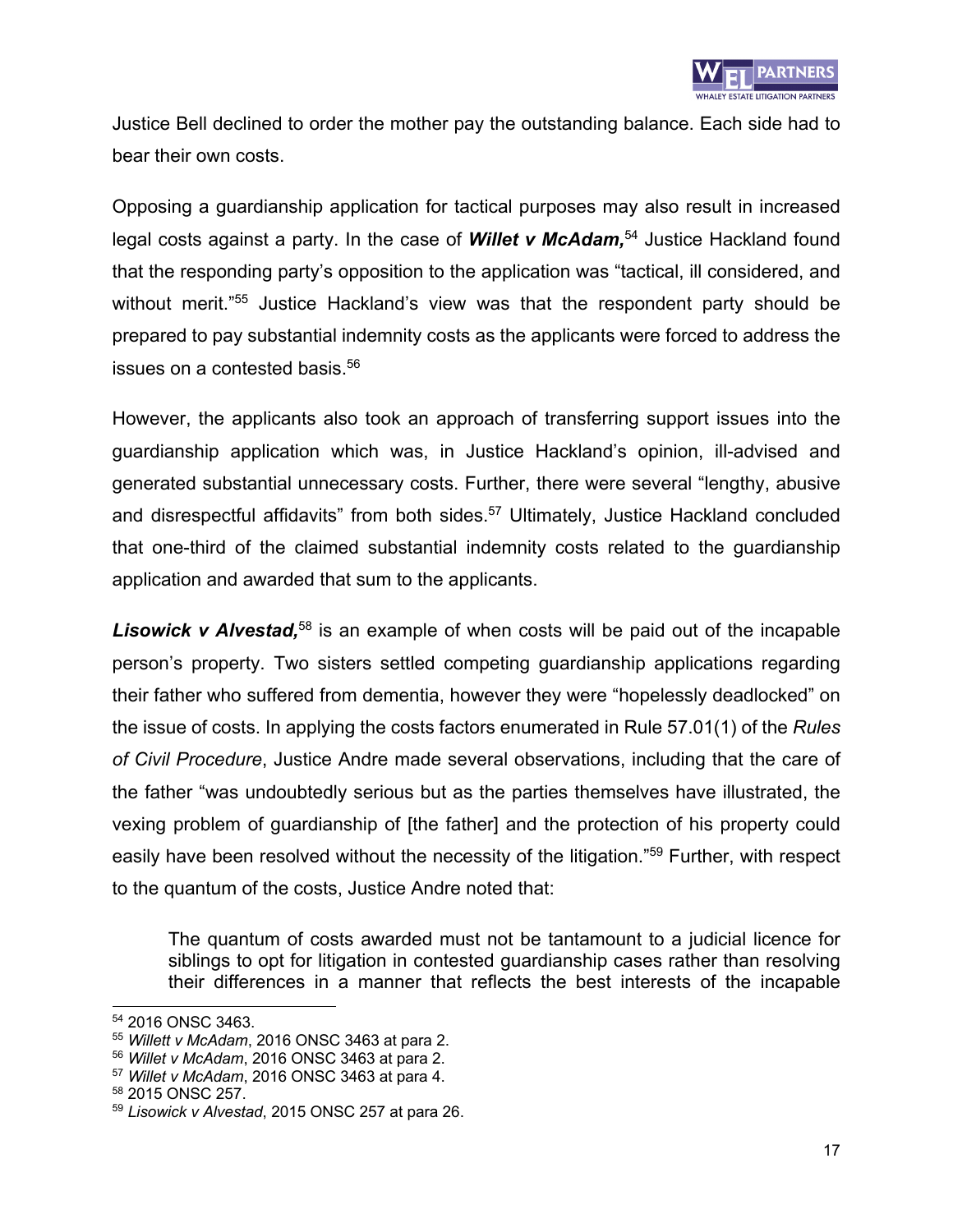Justice Bell declined to order the mother pay the outstanding balance. Each side had to bear their own costs.

Opposing a guardianship application for tactical purposes may also result in increased legal costs against a party. In the case of ***Willet v McAdam,***[54] Justice Hackland found that the responding party's opposition to the application was "tactical, ill considered, and without merit."[55] Justice Hackland's view was that the respondent party should be prepared to pay substantial indemnity costs as the applicants were forced to address the issues on a contested basis.[56]

However, the applicants also took an approach of transferring support issues into the guardianship application which was, in Justice Hackland's opinion, ill-advised and generated substantial unnecessary costs. Further, there were several "lengthy, abusive and disrespectful affidavits" from both sides.[57] Ultimately, Justice Hackland concluded that one-third of the claimed substantial indemnity costs related to the guardianship application and awarded that sum to the applicants.

***Lisowick v Alvestad,***[58] is an example of when costs will be paid out of the incapable person's property. Two sisters settled competing guardianship applications regarding their father who suffered from dementia, however they were "hopelessly deadlocked" on the issue of costs. In applying the costs factors enumerated in Rule 57.01(1) of the *Rules of Civil Procedure*, Justice Andre made several observations, including that the care of the father "was undoubtedly serious but as the parties themselves have illustrated, the vexing problem of guardianship of [the father] and the protection of his property could easily have been resolved without the necessity of the litigation."[59] Further, with respect to the quantum of the costs, Justice Andre noted that:

> The quantum of costs awarded must not be tantamount to a judicial licence for siblings to opt for litigation in contested guardianship cases rather than resolving their differences in a manner that reflects the best interests of the incapable

---

[54] 2016 ONSC 3463.

[55] *Willett v McAdam*, 2016 ONSC 3463 at para 2.

[56] *Willet v McAdam*, 2016 ONSC 3463 at para 2.

[57] *Willet v McAdam*, 2016 ONSC 3463 at para 4.

[58] 2015 ONSC 257.

[59] *Lisowick v Alvestad*, 2015 ONSC 257 at para 26.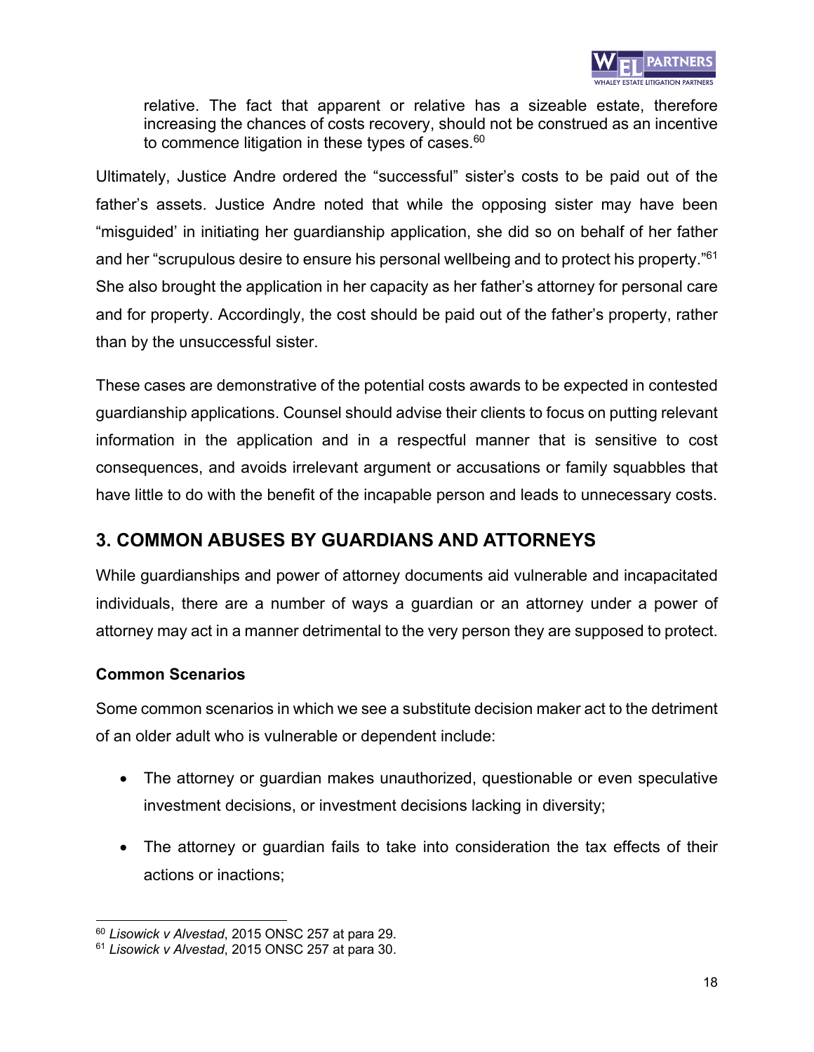relative. The fact that apparent or relative has a sizeable estate, therefore increasing the chances of costs recovery, should not be construed as an incentive to commence litigation in these types of cases.[60]

Ultimately, Justice Andre ordered the "successful" sister's costs to be paid out of the father's assets. Justice Andre noted that while the opposing sister may have been "misguided' in initiating her guardianship application, she did so on behalf of her father and her "scrupulous desire to ensure his personal wellbeing and to protect his property."[61] She also brought the application in her capacity as her father's attorney for personal care and for property. Accordingly, the cost should be paid out of the father's property, rather than by the unsuccessful sister.

These cases are demonstrative of the potential costs awards to be expected in contested guardianship applications. Counsel should advise their clients to focus on putting relevant information in the application and in a respectful manner that is sensitive to cost consequences, and avoids irrelevant argument or accusations or family squabbles that have little to do with the benefit of the incapable person and leads to unnecessary costs.

## 3. COMMON ABUSES BY GUARDIANS AND ATTORNEYS

While guardianships and power of attorney documents aid vulnerable and incapacitated individuals, there are a number of ways a guardian or an attorney under a power of attorney may act in a manner detrimental to the very person they are supposed to protect.

### Common Scenarios

Some common scenarios in which we see a substitute decision maker act to the detriment of an older adult who is vulnerable or dependent include:

- The attorney or guardian makes unauthorized, questionable or even speculative investment decisions, or investment decisions lacking in diversity;
- The attorney or guardian fails to take into consideration the tax effects of their actions or inactions;

---

[60] *Lisowick v Alvestad*, 2015 ONSC 257 at para 29.
[61] *Lisowick v Alvestad*, 2015 ONSC 257 at para 30.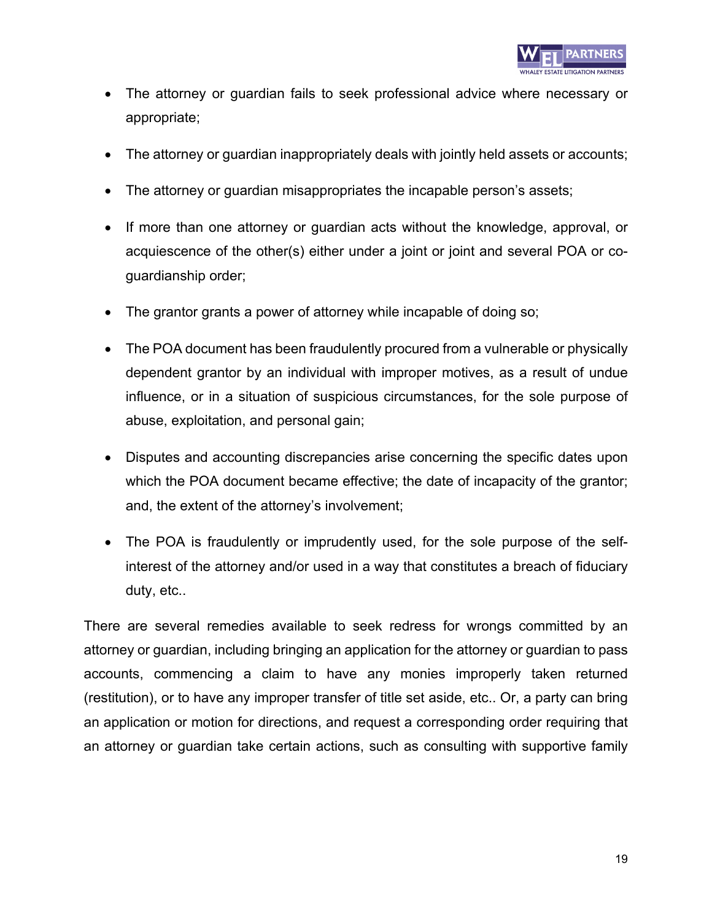- The attorney or guardian fails to seek professional advice where necessary or appropriate;
- The attorney or guardian inappropriately deals with jointly held assets or accounts;
- The attorney or guardian misappropriates the incapable person's assets;
- If more than one attorney or guardian acts without the knowledge, approval, or acquiescence of the other(s) either under a joint or joint and several POA or co-guardianship order;
- The grantor grants a power of attorney while incapable of doing so;
- The POA document has been fraudulently procured from a vulnerable or physically dependent grantor by an individual with improper motives, as a result of undue influence, or in a situation of suspicious circumstances, for the sole purpose of abuse, exploitation, and personal gain;
- Disputes and accounting discrepancies arise concerning the specific dates upon which the POA document became effective; the date of incapacity of the grantor; and, the extent of the attorney's involvement;
- The POA is fraudulently or imprudently used, for the sole purpose of the self-interest of the attorney and/or used in a way that constitutes a breach of fiduciary duty, etc..

There are several remedies available to seek redress for wrongs committed by an attorney or guardian, including bringing an application for the attorney or guardian to pass accounts, commencing a claim to have any monies improperly taken returned (restitution), or to have any improper transfer of title set aside, etc.. Or, a party can bring an application or motion for directions, and request a corresponding order requiring that an attorney or guardian take certain actions, such as consulting with supportive family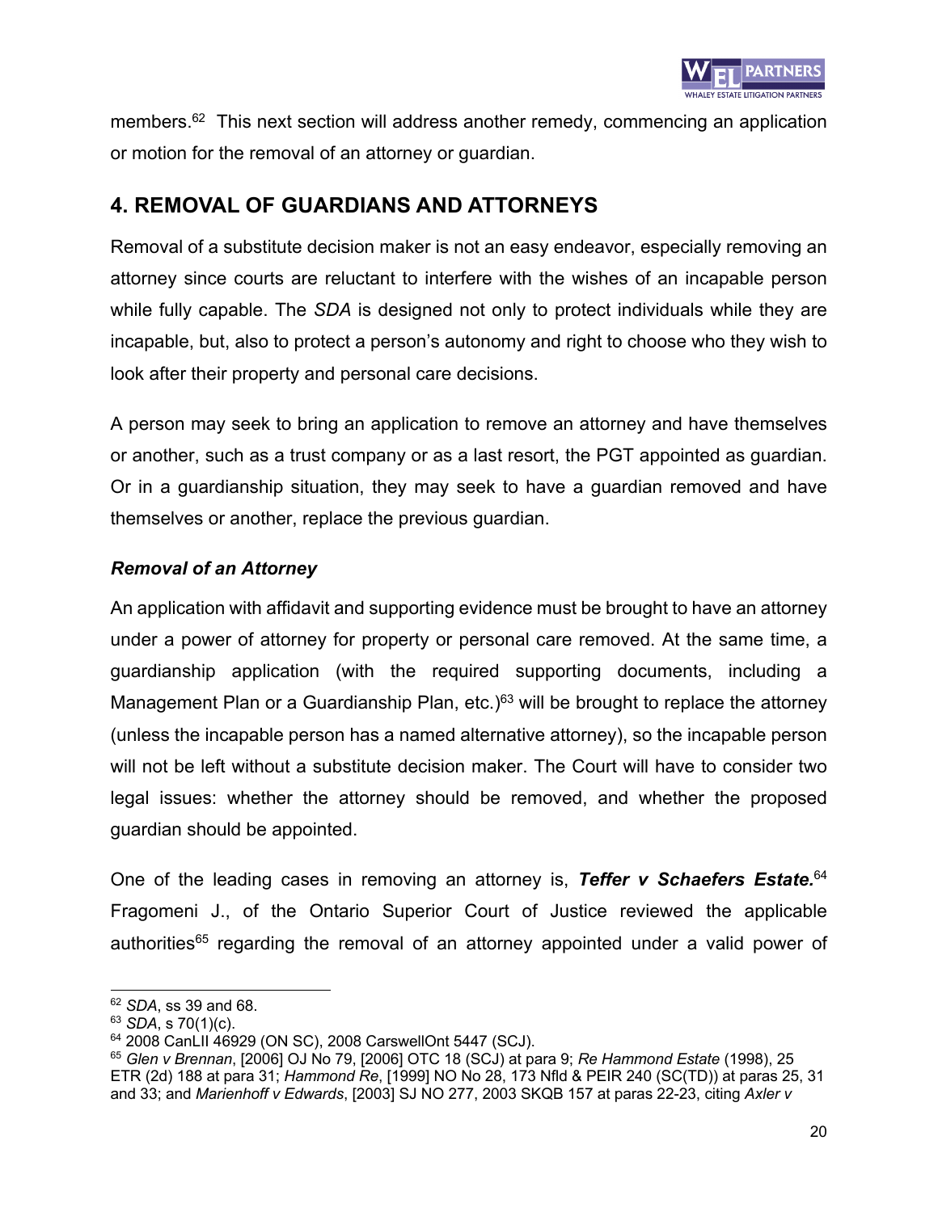members.[62] This next section will address another remedy, commencing an application or motion for the removal of an attorney or guardian.

## 4. REMOVAL OF GUARDIANS AND ATTORNEYS

Removal of a substitute decision maker is not an easy endeavor, especially removing an attorney since courts are reluctant to interfere with the wishes of an incapable person while fully capable. The *SDA* is designed not only to protect individuals while they are incapable, but, also to protect a person's autonomy and right to choose who they wish to look after their property and personal care decisions.

A person may seek to bring an application to remove an attorney and have themselves or another, such as a trust company or as a last resort, the PGT appointed as guardian. Or in a guardianship situation, they may seek to have a guardian removed and have themselves or another, replace the previous guardian.

### *Removal of an Attorney*

An application with affidavit and supporting evidence must be brought to have an attorney under a power of attorney for property or personal care removed. At the same time, a guardianship application (with the required supporting documents, including a Management Plan or a Guardianship Plan, etc.)[63] will be brought to replace the attorney (unless the incapable person has a named alternative attorney), so the incapable person will not be left without a substitute decision maker. The Court will have to consider two legal issues: whether the attorney should be removed, and whether the proposed guardian should be appointed.

One of the leading cases in removing an attorney is, ***Teffer v Schaefers Estate.***[64] Fragomeni J., of the Ontario Superior Court of Justice reviewed the applicable authorities[65] regarding the removal of an attorney appointed under a valid power of

---

[62] *SDA*, ss 39 and 68.

[63] *SDA*, s 70(1)(c).

[64] 2008 CanLII 46929 (ON SC), 2008 CarswellOnt 5447 (SCJ).

[65] *Glen v Brennan*, [2006] OJ No 79, [2006] OTC 18 (SCJ) at para 9; *Re Hammond Estate* (1998), 25 ETR (2d) 188 at para 31; *Hammond Re*, [1999] NO No 28, 173 Nfld & PEIR 240 (SC(TD)) at paras 25, 31 and 33; and *Marienhoff v Edwards*, [2003] SJ NO 277, 2003 SKQB 157 at paras 22-23, citing *Axler v*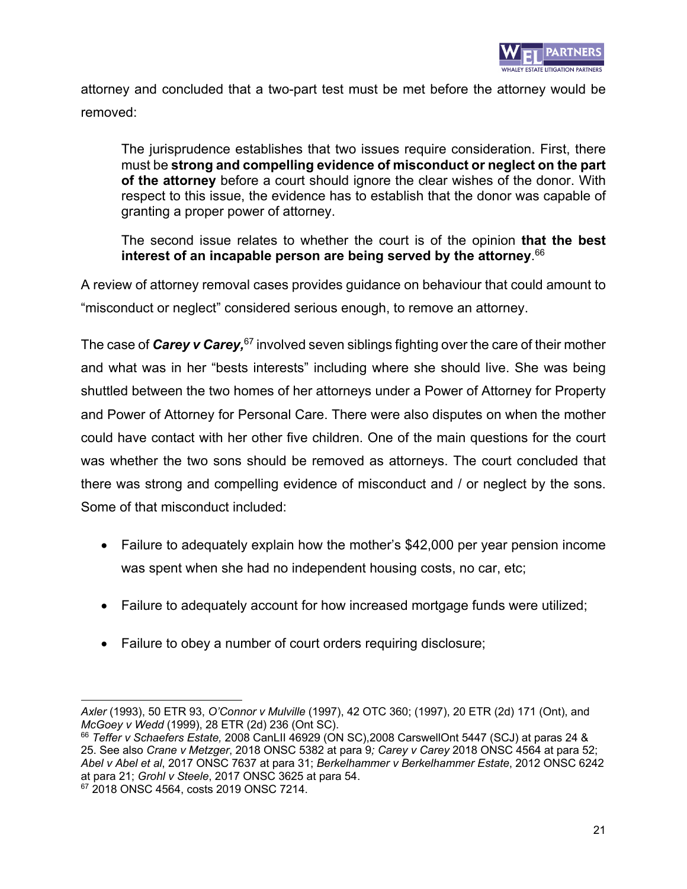attorney and concluded that a two-part test must be met before the attorney would be removed:

> The jurisprudence establishes that two issues require consideration. First, there must be **strong and compelling evidence of misconduct or neglect on the part of the attorney** before a court should ignore the clear wishes of the donor. With respect to this issue, the evidence has to establish that the donor was capable of granting a proper power of attorney.
>
> The second issue relates to whether the court is of the opinion **that the best interest of an incapable person are being served by the attorney**.[66]

A review of attorney removal cases provides guidance on behaviour that could amount to "misconduct or neglect" considered serious enough, to remove an attorney.

The case of ***Carey v Carey,***[67] involved seven siblings fighting over the care of their mother and what was in her "bests interests" including where she should live. She was being shuttled between the two homes of her attorneys under a Power of Attorney for Property and Power of Attorney for Personal Care. There were also disputes on when the mother could have contact with her other five children. One of the main questions for the court was whether the two sons should be removed as attorneys. The court concluded that there was strong and compelling evidence of misconduct and / or neglect by the sons. Some of that misconduct included:

- Failure to adequately explain how the mother's $42,000 per year pension income was spent when she had no independent housing costs, no car, etc;
- Failure to adequately account for how increased mortgage funds were utilized;
- Failure to obey a number of court orders requiring disclosure;

---

*Axler* (1993), 50 ETR 93, *O'Connor v Mulville* (1997), 42 OTC 360; (1997), 20 ETR (2d) 171 (Ont), and *McGoey v Wedd* (1999), 28 ETR (2d) 236 (Ont SC).

[66] *Teffer v Schaefers Estate,* 2008 CanLII 46929 (ON SC),2008 CarswellOnt 5447 (SCJ) at paras 24 & 25. See also *Crane v Metzger*, 2018 ONSC 5382 at para 9*; Carey v Carey* 2018 ONSC 4564 at para 52; *Abel v Abel et al*, 2017 ONSC 7637 at para 31; *Berkelhammer v Berkelhammer Estate*, 2012 ONSC 6242 at para 21; *Grohl v Steele*, 2017 ONSC 3625 at para 54.

[67] 2018 ONSC 4564, costs 2019 ONSC 7214.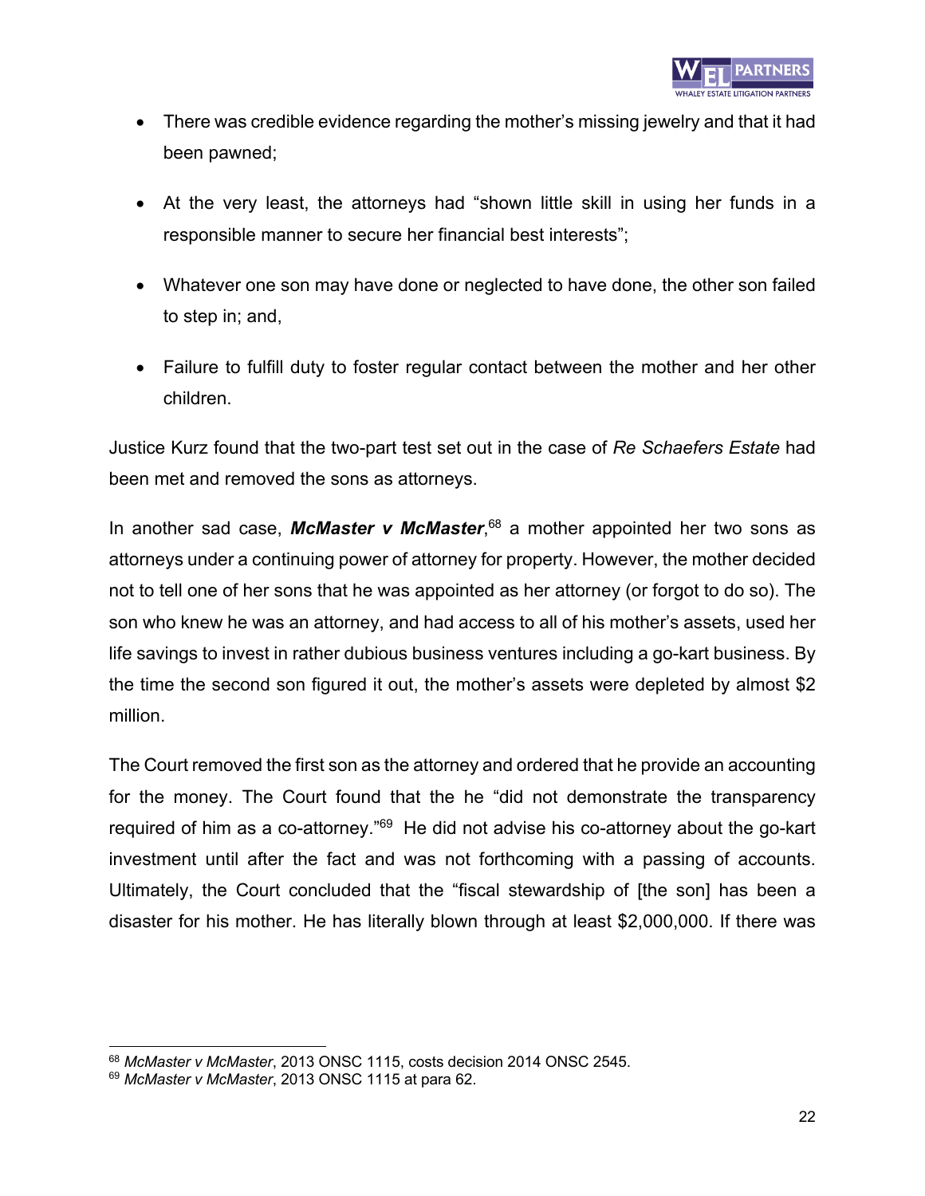- There was credible evidence regarding the mother's missing jewelry and that it had been pawned;

- At the very least, the attorneys had "shown little skill in using her funds in a responsible manner to secure her financial best interests";

- Whatever one son may have done or neglected to have done, the other son failed to step in; and,

- Failure to fulfill duty to foster regular contact between the mother and her other children.

Justice Kurz found that the two-part test set out in the case of *Re Schaefers Estate* had been met and removed the sons as attorneys.

In another sad case, ***McMaster v McMaster***,[68] a mother appointed her two sons as attorneys under a continuing power of attorney for property. However, the mother decided not to tell one of her sons that he was appointed as her attorney (or forgot to do so). The son who knew he was an attorney, and had access to all of his mother's assets, used her life savings to invest in rather dubious business ventures including a go-kart business. By the time the second son figured it out, the mother's assets were depleted by almost $2 million.

The Court removed the first son as the attorney and ordered that he provide an accounting for the money. The Court found that the he "did not demonstrate the transparency required of him as a co-attorney."[69] He did not advise his co-attorney about the go-kart investment until after the fact and was not forthcoming with a passing of accounts. Ultimately, the Court concluded that the "fiscal stewardship of [the son] has been a disaster for his mother. He has literally blown through at least $2,000,000. If there was

---

[68] *McMaster v McMaster*, 2013 ONSC 1115, costs decision 2014 ONSC 2545.

[69] *McMaster v McMaster*, 2013 ONSC 1115 at para 62.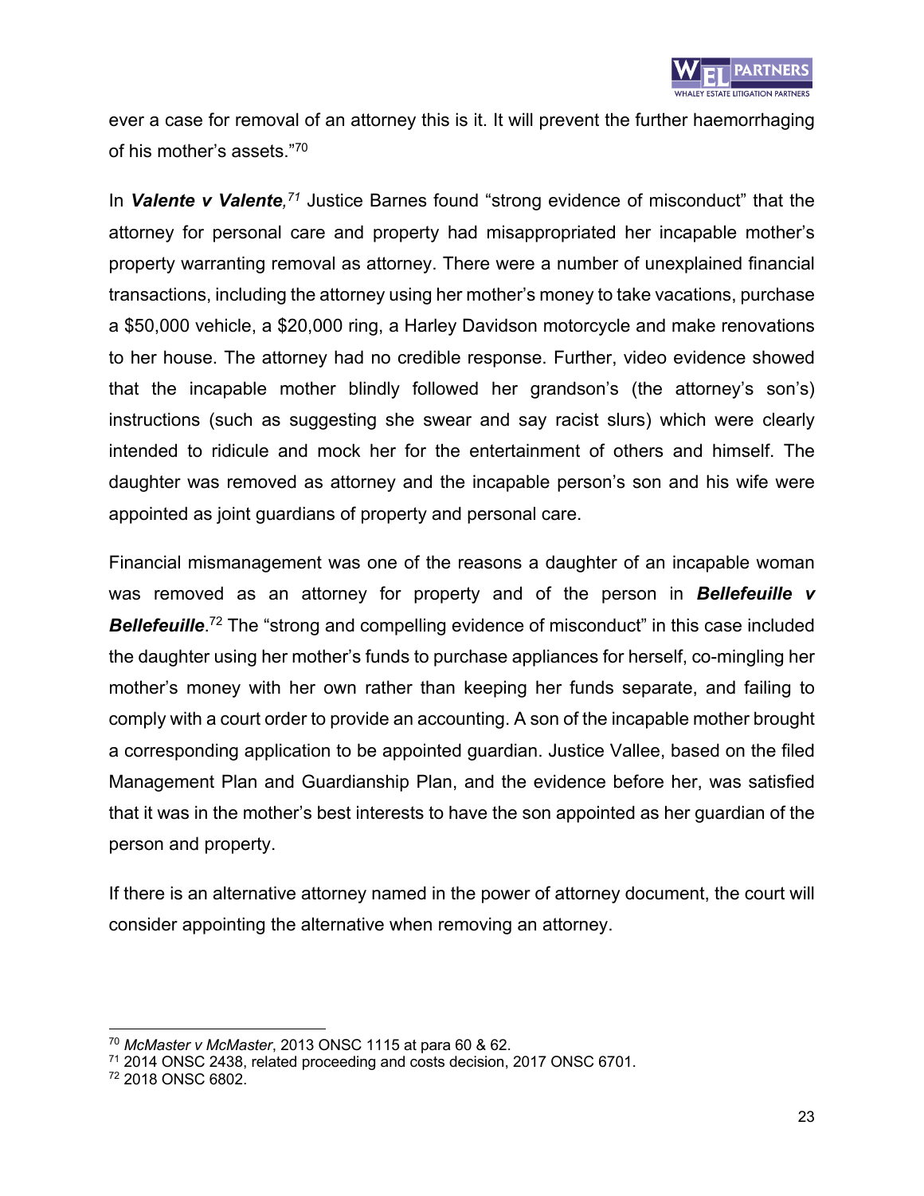ever a case for removal of an attorney this is it. It will prevent the further haemorrhaging of his mother's assets."[70]

In ***Valente v Valente**,[71]* Justice Barnes found "strong evidence of misconduct" that the attorney for personal care and property had misappropriated her incapable mother's property warranting removal as attorney. There were a number of unexplained financial transactions, including the attorney using her mother's money to take vacations, purchase a $50,000 vehicle, a $20,000 ring, a Harley Davidson motorcycle and make renovations to her house. The attorney had no credible response. Further, video evidence showed that the incapable mother blindly followed her grandson's (the attorney's son's) instructions (such as suggesting she swear and say racist slurs) which were clearly intended to ridicule and mock her for the entertainment of others and himself. The daughter was removed as attorney and the incapable person's son and his wife were appointed as joint guardians of property and personal care.

Financial mismanagement was one of the reasons a daughter of an incapable woman was removed as an attorney for property and of the person in ***Bellefeuille v Bellefeuille***.[72] The "strong and compelling evidence of misconduct" in this case included the daughter using her mother's funds to purchase appliances for herself, co-mingling her mother's money with her own rather than keeping her funds separate, and failing to comply with a court order to provide an accounting. A son of the incapable mother brought a corresponding application to be appointed guardian. Justice Vallee, based on the filed Management Plan and Guardianship Plan, and the evidence before her, was satisfied that it was in the mother's best interests to have the son appointed as her guardian of the person and property.

If there is an alternative attorney named in the power of attorney document, the court will consider appointing the alternative when removing an attorney.

---

[70] *McMaster v McMaster*, 2013 ONSC 1115 at para 60 & 62.
[71] 2014 ONSC 2438, related proceeding and costs decision, 2017 ONSC 6701.
[72] 2018 ONSC 6802.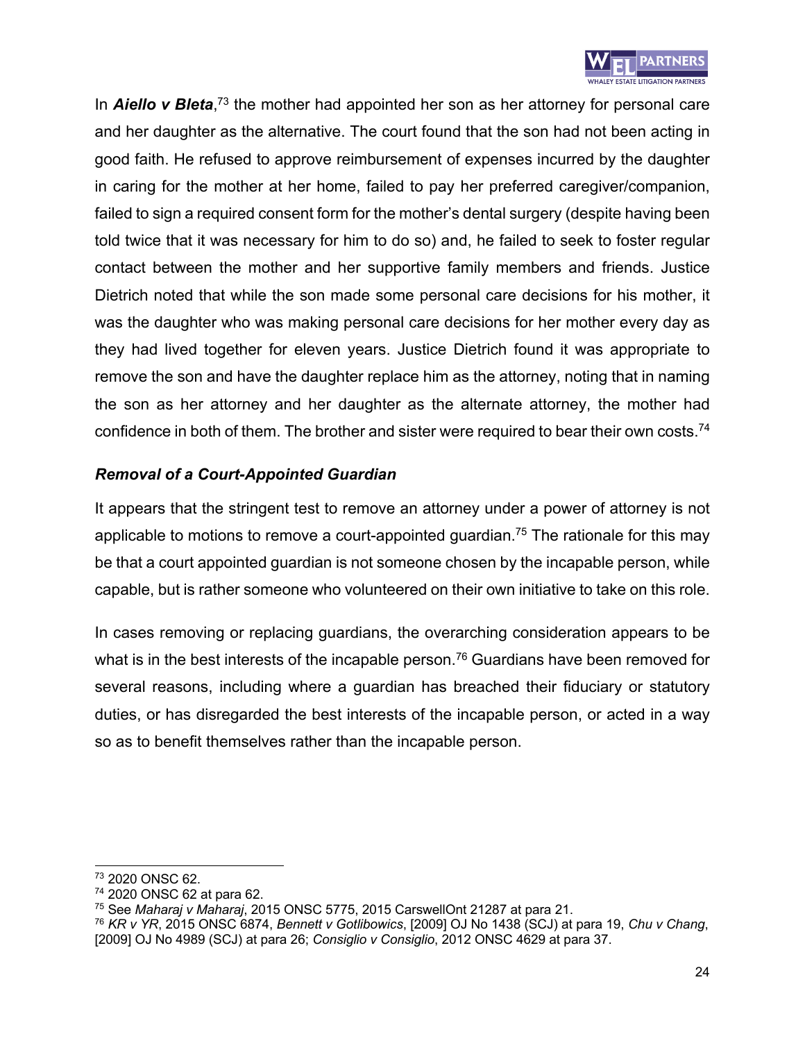In ***Aiello v Bleta***,[73] the mother had appointed her son as her attorney for personal care and her daughter as the alternative. The court found that the son had not been acting in good faith. He refused to approve reimbursement of expenses incurred by the daughter in caring for the mother at her home, failed to pay her preferred caregiver/companion, failed to sign a required consent form for the mother's dental surgery (despite having been told twice that it was necessary for him to do so) and, he failed to seek to foster regular contact between the mother and her supportive family members and friends. Justice Dietrich noted that while the son made some personal care decisions for his mother, it was the daughter who was making personal care decisions for her mother every day as they had lived together for eleven years. Justice Dietrich found it was appropriate to remove the son and have the daughter replace him as the attorney, noting that in naming the son as her attorney and her daughter as the alternate attorney, the mother had confidence in both of them. The brother and sister were required to bear their own costs.[74]

### *Removal of a Court-Appointed Guardian*

It appears that the stringent test to remove an attorney under a power of attorney is not applicable to motions to remove a court-appointed guardian.[75] The rationale for this may be that a court appointed guardian is not someone chosen by the incapable person, while capable, but is rather someone who volunteered on their own initiative to take on this role.

In cases removing or replacing guardians, the overarching consideration appears to be what is in the best interests of the incapable person.[76] Guardians have been removed for several reasons, including where a guardian has breached their fiduciary or statutory duties, or has disregarded the best interests of the incapable person, or acted in a way so as to benefit themselves rather than the incapable person.

---

[73] 2020 ONSC 62.

[74] 2020 ONSC 62 at para 62.

[75] See *Maharaj v Maharaj*, 2015 ONSC 5775, 2015 CarswellOnt 21287 at para 21.

[76] *KR v YR*, 2015 ONSC 6874, *Bennett v Gotlibowics*, [2009] OJ No 1438 (SCJ) at para 19, *Chu v Chang*, [2009] OJ No 4989 (SCJ) at para 26; *Consiglio v Consiglio*, 2012 ONSC 4629 at para 37.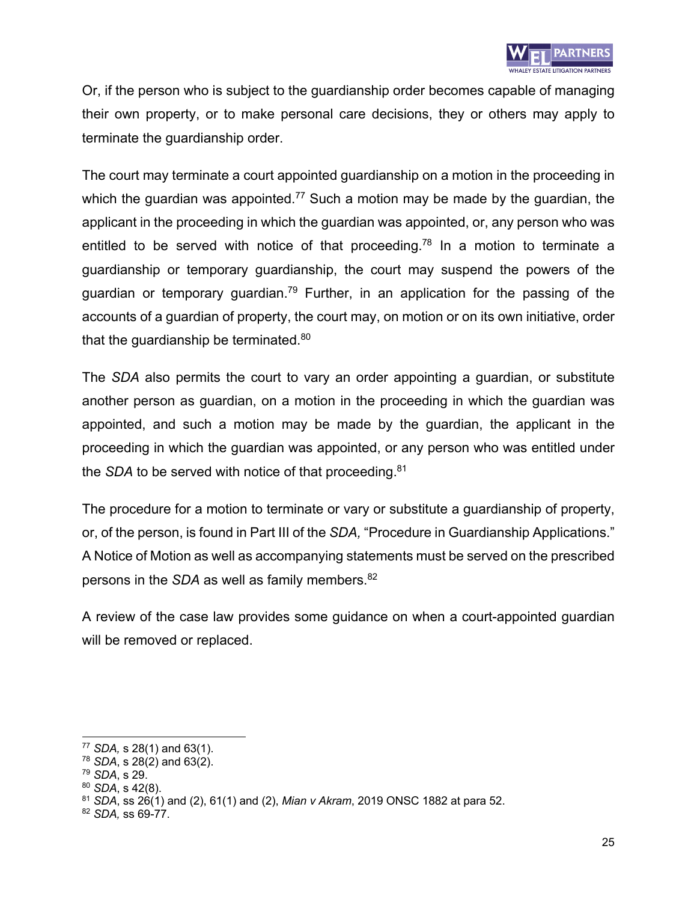Or, if the person who is subject to the guardianship order becomes capable of managing their own property, or to make personal care decisions, they or others may apply to terminate the guardianship order.

The court may terminate a court appointed guardianship on a motion in the proceeding in which the guardian was appointed.[77] Such a motion may be made by the guardian, the applicant in the proceeding in which the guardian was appointed, or, any person who was entitled to be served with notice of that proceeding.[78] In a motion to terminate a guardianship or temporary guardianship, the court may suspend the powers of the guardian or temporary guardian.[79] Further, in an application for the passing of the accounts of a guardian of property, the court may, on motion or on its own initiative, order that the guardianship be terminated.[80]

The *SDA* also permits the court to vary an order appointing a guardian, or substitute another person as guardian, on a motion in the proceeding in which the guardian was appointed, and such a motion may be made by the guardian, the applicant in the proceeding in which the guardian was appointed, or any person who was entitled under the *SDA* to be served with notice of that proceeding.[81]

The procedure for a motion to terminate or vary or substitute a guardianship of property, or, of the person, is found in Part III of the *SDA,* "Procedure in Guardianship Applications." A Notice of Motion as well as accompanying statements must be served on the prescribed persons in the *SDA* as well as family members.[82]

A review of the case law provides some guidance on when a court-appointed guardian will be removed or replaced.

---

[77] *SDA,* s 28(1) and 63(1).
[78] *SDA*, s 28(2) and 63(2).
[79] *SDA*, s 29.
[80] *SDA*, s 42(8).
[81] *SDA*, ss 26(1) and (2), 61(1) and (2), *Mian v Akram*, 2019 ONSC 1882 at para 52.
[82] *SDA,* ss 69-77.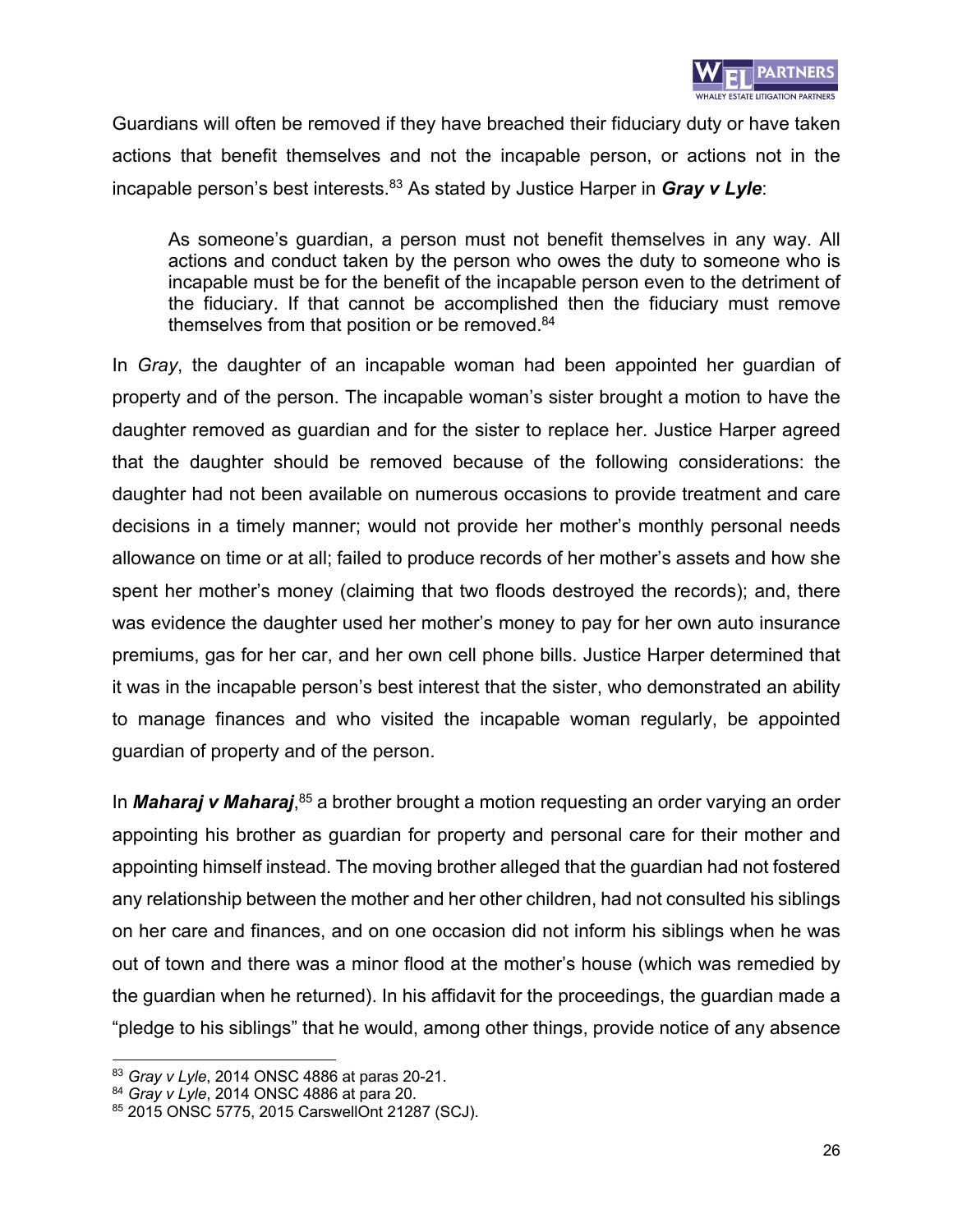Guardians will often be removed if they have breached their fiduciary duty or have taken actions that benefit themselves and not the incapable person, or actions not in the incapable person's best interests.[83] As stated by Justice Harper in ***Gray v Lyle***:

> As someone's guardian, a person must not benefit themselves in any way. All actions and conduct taken by the person who owes the duty to someone who is incapable must be for the benefit of the incapable person even to the detriment of the fiduciary. If that cannot be accomplished then the fiduciary must remove themselves from that position or be removed.[84]

In *Gray*, the daughter of an incapable woman had been appointed her guardian of property and of the person. The incapable woman's sister brought a motion to have the daughter removed as guardian and for the sister to replace her. Justice Harper agreed that the daughter should be removed because of the following considerations: the daughter had not been available on numerous occasions to provide treatment and care decisions in a timely manner; would not provide her mother's monthly personal needs allowance on time or at all; failed to produce records of her mother's assets and how she spent her mother's money (claiming that two floods destroyed the records); and, there was evidence the daughter used her mother's money to pay for her own auto insurance premiums, gas for her car, and her own cell phone bills. Justice Harper determined that it was in the incapable person's best interest that the sister, who demonstrated an ability to manage finances and who visited the incapable woman regularly, be appointed guardian of property and of the person.

In ***Maharaj v Maharaj***,[85] a brother brought a motion requesting an order varying an order appointing his brother as guardian for property and personal care for their mother and appointing himself instead. The moving brother alleged that the guardian had not fostered any relationship between the mother and her other children, had not consulted his siblings on her care and finances, and on one occasion did not inform his siblings when he was out of town and there was a minor flood at the mother's house (which was remedied by the guardian when he returned). In his affidavit for the proceedings, the guardian made a "pledge to his siblings" that he would, among other things, provide notice of any absence

---

[83] *Gray v Lyle*, 2014 ONSC 4886 at paras 20-21.
[84] *Gray v Lyle*, 2014 ONSC 4886 at para 20.
[85] 2015 ONSC 5775, 2015 CarswellOnt 21287 (SCJ).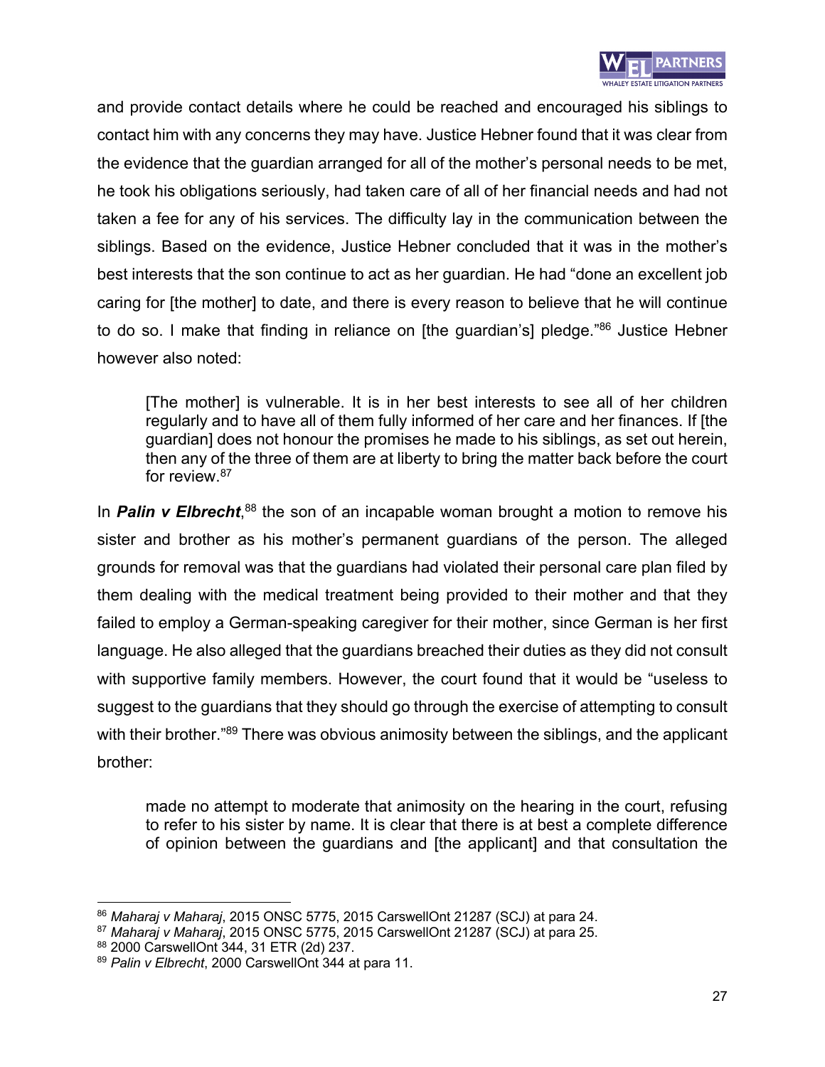and provide contact details where he could be reached and encouraged his siblings to contact him with any concerns they may have. Justice Hebner found that it was clear from the evidence that the guardian arranged for all of the mother's personal needs to be met, he took his obligations seriously, had taken care of all of her financial needs and had not taken a fee for any of his services. The difficulty lay in the communication between the siblings. Based on the evidence, Justice Hebner concluded that it was in the mother's best interests that the son continue to act as her guardian. He had "done an excellent job caring for [the mother] to date, and there is every reason to believe that he will continue to do so. I make that finding in reliance on [the guardian's] pledge."[86] Justice Hebner however also noted:

> [The mother] is vulnerable. It is in her best interests to see all of her children regularly and to have all of them fully informed of her care and her finances. If [the guardian] does not honour the promises he made to his siblings, as set out herein, then any of the three of them are at liberty to bring the matter back before the court for review.[87]

In ***Palin v Elbrecht***,[88] the son of an incapable woman brought a motion to remove his sister and brother as his mother's permanent guardians of the person. The alleged grounds for removal was that the guardians had violated their personal care plan filed by them dealing with the medical treatment being provided to their mother and that they failed to employ a German-speaking caregiver for their mother, since German is her first language. He also alleged that the guardians breached their duties as they did not consult with supportive family members. However, the court found that it would be "useless to suggest to the guardians that they should go through the exercise of attempting to consult with their brother."[89] There was obvious animosity between the siblings, and the applicant brother:

> made no attempt to moderate that animosity on the hearing in the court, refusing to refer to his sister by name. It is clear that there is at best a complete difference of opinion between the guardians and [the applicant] and that consultation the

---

[86] *Maharaj v Maharaj*, 2015 ONSC 5775, 2015 CarswellOnt 21287 (SCJ) at para 24.
[87] *Maharaj v Maharaj*, 2015 ONSC 5775, 2015 CarswellOnt 21287 (SCJ) at para 25.
[88] 2000 CarswellOnt 344, 31 ETR (2d) 237.
[89] *Palin v Elbrecht*, 2000 CarswellOnt 344 at para 11.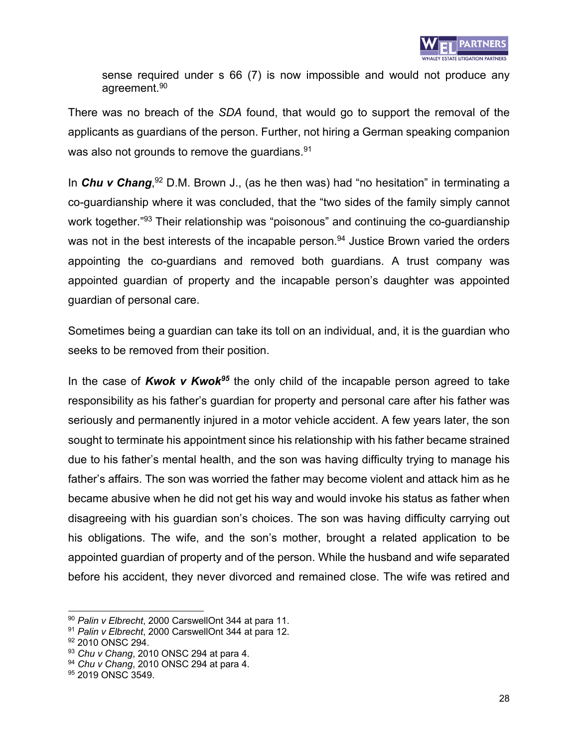sense required under s 66 (7) is now impossible and would not produce any agreement.[90]

There was no breach of the *SDA* found, that would go to support the removal of the applicants as guardians of the person. Further, not hiring a German speaking companion was also not grounds to remove the guardians.[91]

In ***Chu v Chang***,[92] D.M. Brown J., (as he then was) had "no hesitation" in terminating a co-guardianship where it was concluded, that the "two sides of the family simply cannot work together."[93] Their relationship was "poisonous" and continuing the co-guardianship was not in the best interests of the incapable person.[94] Justice Brown varied the orders appointing the co-guardians and removed both guardians. A trust company was appointed guardian of property and the incapable person's daughter was appointed guardian of personal care.

Sometimes being a guardian can take its toll on an individual, and, it is the guardian who seeks to be removed from their position.

In the case of ***Kwok v Kwok***[95] the only child of the incapable person agreed to take responsibility as his father's guardian for property and personal care after his father was seriously and permanently injured in a motor vehicle accident. A few years later, the son sought to terminate his appointment since his relationship with his father became strained due to his father's mental health, and the son was having difficulty trying to manage his father's affairs. The son was worried the father may become violent and attack him as he became abusive when he did not get his way and would invoke his status as father when disagreeing with his guardian son's choices. The son was having difficulty carrying out his obligations. The wife, and the son's mother, brought a related application to be appointed guardian of property and of the person. While the husband and wife separated before his accident, they never divorced and remained close. The wife was retired and

---

[90] *Palin v Elbrecht*, 2000 CarswellOnt 344 at para 11.
[91] *Palin v Elbrecht*, 2000 CarswellOnt 344 at para 12.
[92] 2010 ONSC 294.
[93] *Chu v Chang*, 2010 ONSC 294 at para 4.
[94] *Chu v Chang*, 2010 ONSC 294 at para 4.
[95] 2019 ONSC 3549.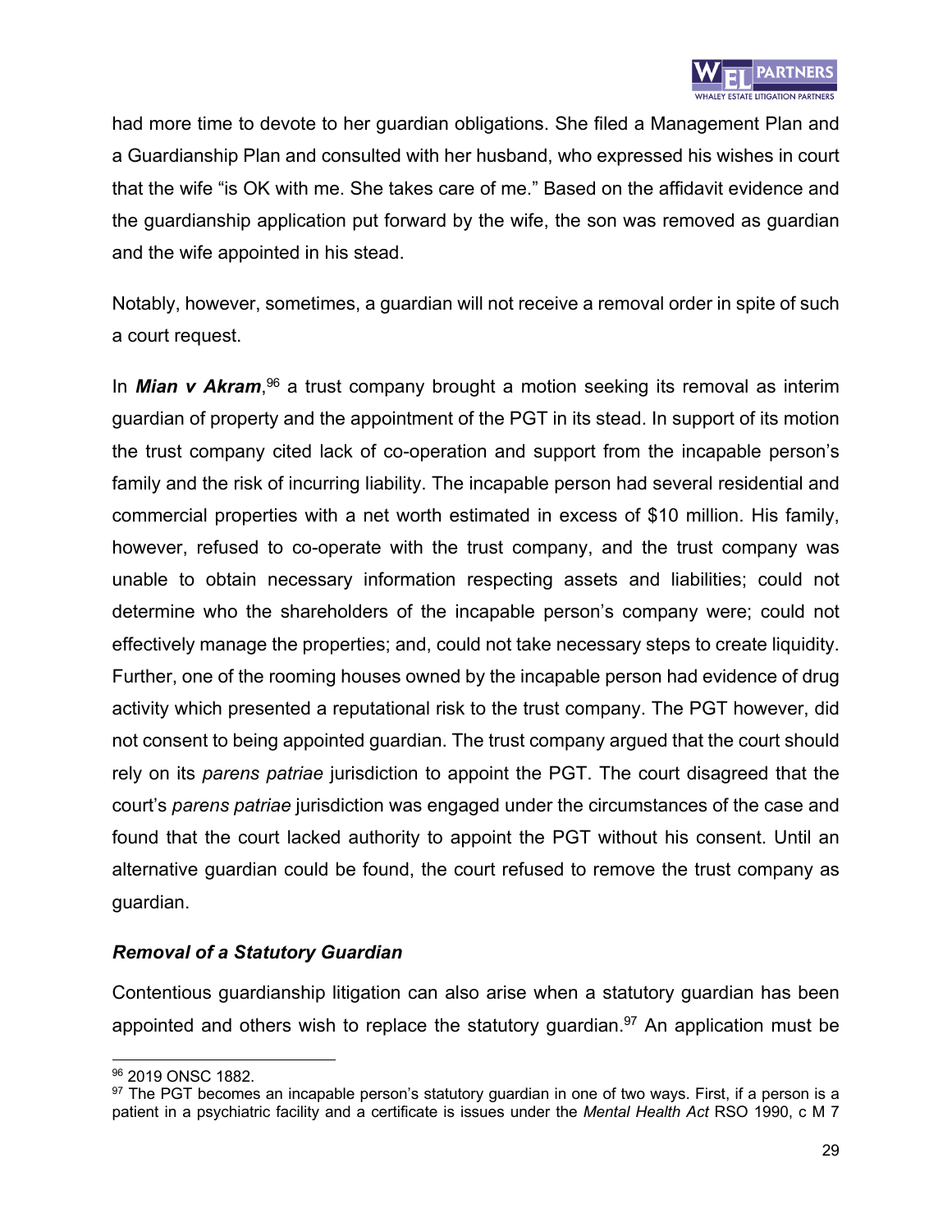had more time to devote to her guardian obligations. She filed a Management Plan and a Guardianship Plan and consulted with her husband, who expressed his wishes in court that the wife "is OK with me. She takes care of me." Based on the affidavit evidence and the guardianship application put forward by the wife, the son was removed as guardian and the wife appointed in his stead.

Notably, however, sometimes, a guardian will not receive a removal order in spite of such a court request.

In ***Mian v Akram***,[96] a trust company brought a motion seeking its removal as interim guardian of property and the appointment of the PGT in its stead. In support of its motion the trust company cited lack of co-operation and support from the incapable person's family and the risk of incurring liability. The incapable person had several residential and commercial properties with a net worth estimated in excess of $10 million. His family, however, refused to co-operate with the trust company, and the trust company was unable to obtain necessary information respecting assets and liabilities; could not determine who the shareholders of the incapable person's company were; could not effectively manage the properties; and, could not take necessary steps to create liquidity. Further, one of the rooming houses owned by the incapable person had evidence of drug activity which presented a reputational risk to the trust company. The PGT however, did not consent to being appointed guardian. The trust company argued that the court should rely on its *parens patriae* jurisdiction to appoint the PGT. The court disagreed that the court's *parens patriae* jurisdiction was engaged under the circumstances of the case and found that the court lacked authority to appoint the PGT without his consent. Until an alternative guardian could be found, the court refused to remove the trust company as guardian.

### *Removal of a Statutory Guardian*

Contentious guardianship litigation can also arise when a statutory guardian has been appointed and others wish to replace the statutory guardian.[97] An application must be

---

[96] 2019 ONSC 1882.

[97] The PGT becomes an incapable person's statutory guardian in one of two ways. First, if a person is a patient in a psychiatric facility and a certificate is issues under the *Mental Health Act* RSO 1990, c M 7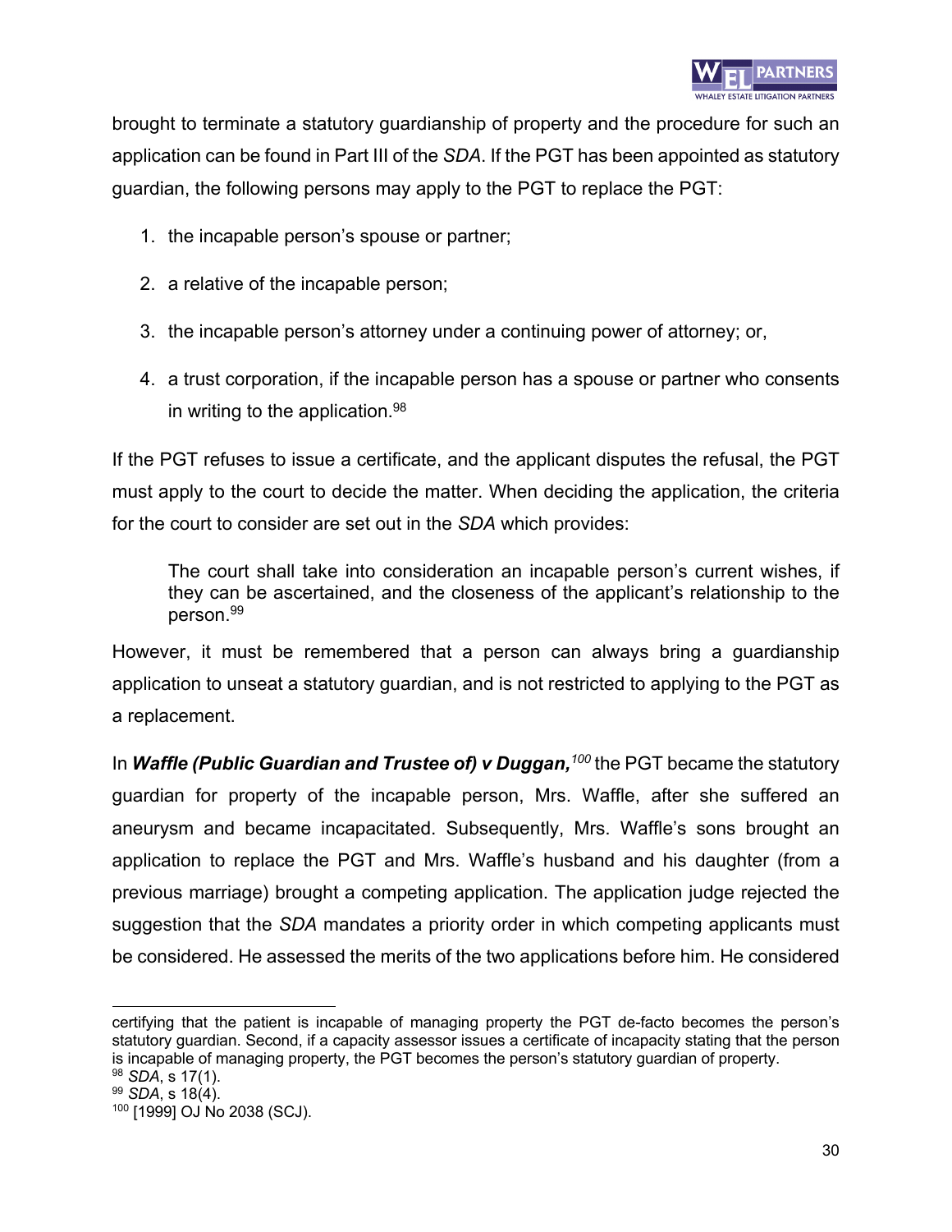brought to terminate a statutory guardianship of property and the procedure for such an application can be found in Part III of the *SDA*. If the PGT has been appointed as statutory guardian, the following persons may apply to the PGT to replace the PGT:

1. the incapable person's spouse or partner;
2. a relative of the incapable person;
3. the incapable person's attorney under a continuing power of attorney; or,
4. a trust corporation, if the incapable person has a spouse or partner who consents in writing to the application.[98]

If the PGT refuses to issue a certificate, and the applicant disputes the refusal, the PGT must apply to the court to decide the matter. When deciding the application, the criteria for the court to consider are set out in the *SDA* which provides:

> The court shall take into consideration an incapable person's current wishes, if they can be ascertained, and the closeness of the applicant's relationship to the person.[99]

However, it must be remembered that a person can always bring a guardianship application to unseat a statutory guardian, and is not restricted to applying to the PGT as a replacement.

In ***Waffle (Public Guardian and Trustee of) v Duggan,***[100] the PGT became the statutory guardian for property of the incapable person, Mrs. Waffle, after she suffered an aneurysm and became incapacitated. Subsequently, Mrs. Waffle's sons brought an application to replace the PGT and Mrs. Waffle's husband and his daughter (from a previous marriage) brought a competing application. The application judge rejected the suggestion that the *SDA* mandates a priority order in which competing applicants must be considered. He assessed the merits of the two applications before him. He considered

---

certifying that the patient is incapable of managing property the PGT de-facto becomes the person's statutory guardian. Second, if a capacity assessor issues a certificate of incapacity stating that the person is incapable of managing property, the PGT becomes the person's statutory guardian of property.

[98] *SDA*, s 17(1).

[99] *SDA*, s 18(4).

[100] [1999] OJ No 2038 (SCJ).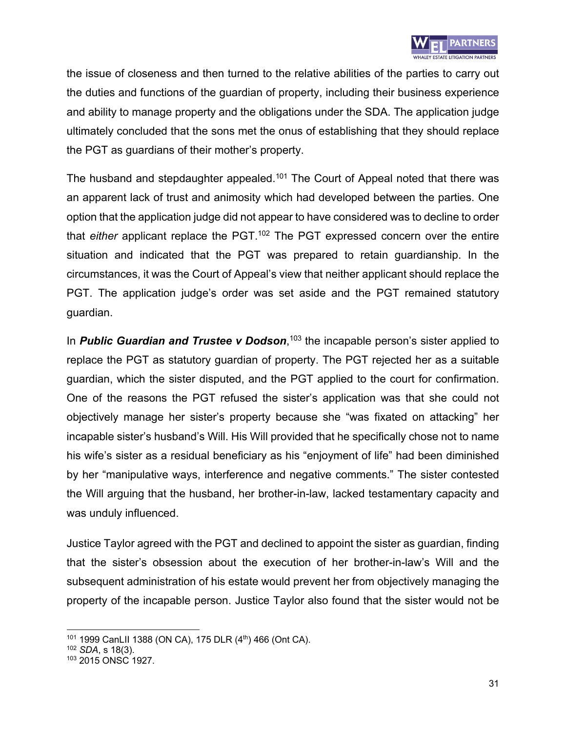the issue of closeness and then turned to the relative abilities of the parties to carry out the duties and functions of the guardian of property, including their business experience and ability to manage property and the obligations under the SDA. The application judge ultimately concluded that the sons met the onus of establishing that they should replace the PGT as guardians of their mother's property.

The husband and stepdaughter appealed.[101] The Court of Appeal noted that there was an apparent lack of trust and animosity which had developed between the parties. One option that the application judge did not appear to have considered was to decline to order that *either* applicant replace the PGT.[102] The PGT expressed concern over the entire situation and indicated that the PGT was prepared to retain guardianship. In the circumstances, it was the Court of Appeal's view that neither applicant should replace the PGT. The application judge's order was set aside and the PGT remained statutory guardian.

In ***Public Guardian and Trustee v Dodson***,[103] the incapable person's sister applied to replace the PGT as statutory guardian of property. The PGT rejected her as a suitable guardian, which the sister disputed, and the PGT applied to the court for confirmation. One of the reasons the PGT refused the sister's application was that she could not objectively manage her sister's property because she "was fixated on attacking" her incapable sister's husband's Will. His Will provided that he specifically chose not to name his wife's sister as a residual beneficiary as his "enjoyment of life" had been diminished by her "manipulative ways, interference and negative comments." The sister contested the Will arguing that the husband, her brother-in-law, lacked testamentary capacity and was unduly influenced.

Justice Taylor agreed with the PGT and declined to appoint the sister as guardian, finding that the sister's obsession about the execution of her brother-in-law's Will and the subsequent administration of his estate would prevent her from objectively managing the property of the incapable person. Justice Taylor also found that the sister would not be

---

[101] 1999 CanLII 1388 (ON CA), 175 DLR (4th) 466 (Ont CA).
[102] *SDA*, s 18(3).
[103] 2015 ONSC 1927.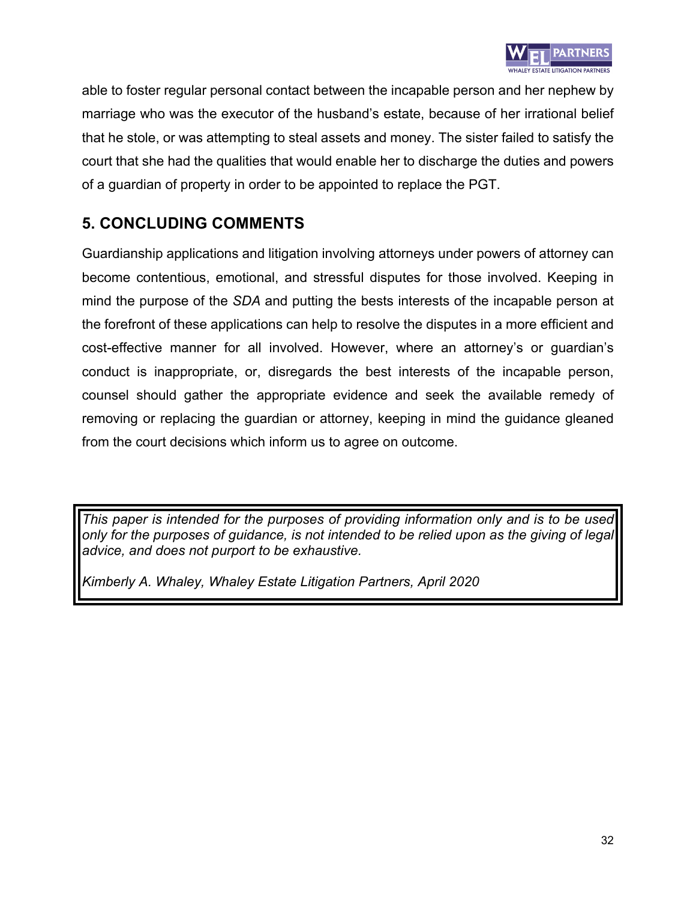able to foster regular personal contact between the incapable person and her nephew by marriage who was the executor of the husband's estate, because of her irrational belief that he stole, or was attempting to steal assets and money. The sister failed to satisfy the court that she had the qualities that would enable her to discharge the duties and powers of a guardian of property in order to be appointed to replace the PGT.

## 5. CONCLUDING COMMENTS

Guardianship applications and litigation involving attorneys under powers of attorney can become contentious, emotional, and stressful disputes for those involved. Keeping in mind the purpose of the *SDA* and putting the bests interests of the incapable person at the forefront of these applications can help to resolve the disputes in a more efficient and cost-effective manner for all involved. However, where an attorney's or guardian's conduct is inappropriate, or, disregards the best interests of the incapable person, counsel should gather the appropriate evidence and seek the available remedy of removing or replacing the guardian or attorney, keeping in mind the guidance gleaned from the court decisions which inform us to agree on outcome.

*This paper is intended for the purposes of providing information only and is to be used only for the purposes of guidance, is not intended to be relied upon as the giving of legal advice, and does not purport to be exhaustive.*

*Kimberly A. Whaley, Whaley Estate Litigation Partners, April 2020*